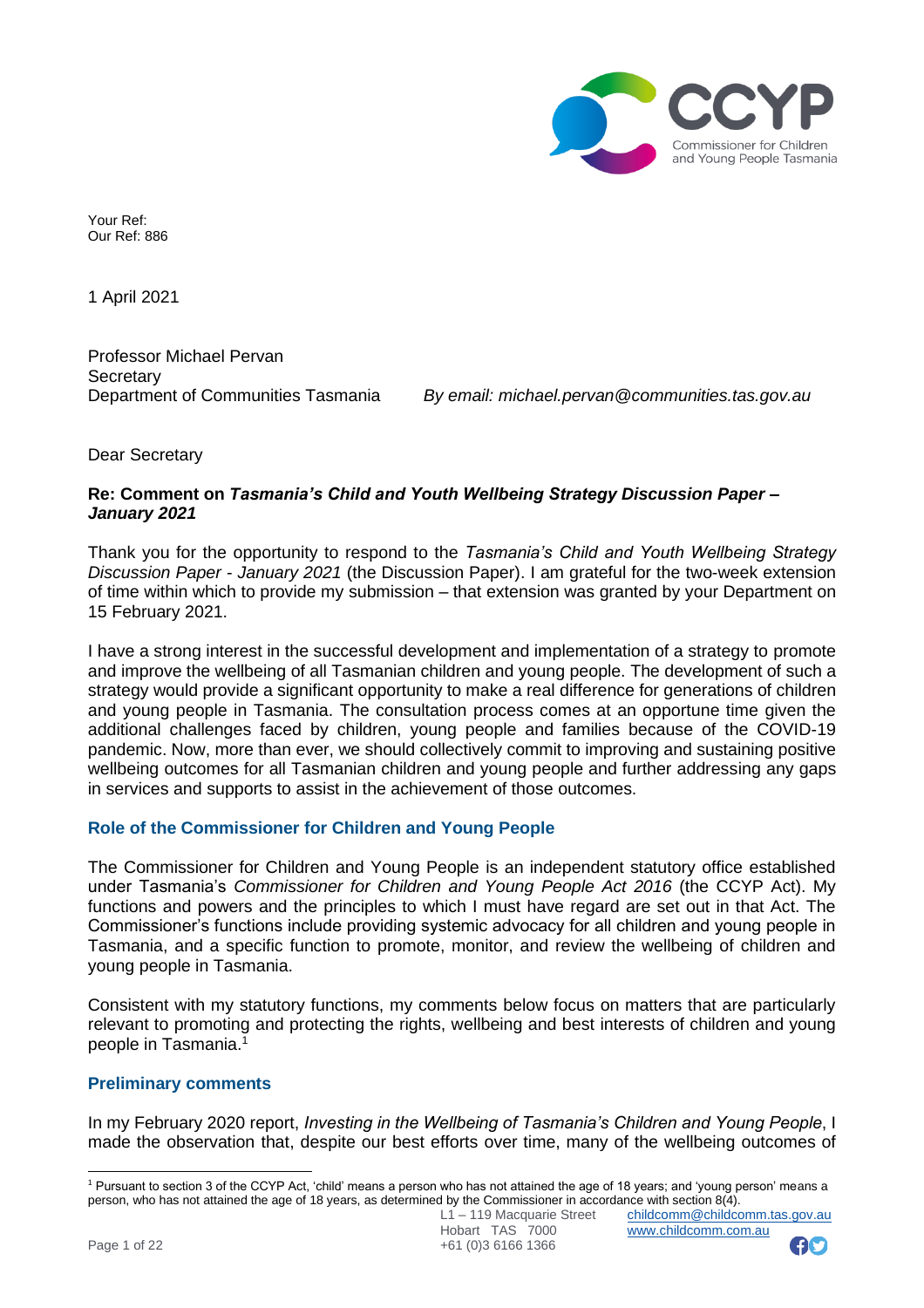CCYP
Commissioner for Children and Young People Tasmania

Your Ref:
Our Ref: 886

1 April 2021

Professor Michael Pervan
Secretary
Department of Communities Tasmania

*By email: michael.pervan@communities.tas.gov.au*

Dear Secretary

**Re: Comment on *Tasmania's Child and Youth Wellbeing Strategy Discussion Paper – January 2021***

Thank you for the opportunity to respond to the *Tasmania's Child and Youth Wellbeing Strategy Discussion Paper - January 2021* (the Discussion Paper). I am grateful for the two-week extension of time within which to provide my submission – that extension was granted by your Department on 15 February 2021.

I have a strong interest in the successful development and implementation of a strategy to promote and improve the wellbeing of all Tasmanian children and young people. The development of such a strategy would provide a significant opportunity to make a real difference for generations of children and young people in Tasmania. The consultation process comes at an opportune time given the additional challenges faced by children, young people and families because of the COVID-19 pandemic. Now, more than ever, we should collectively commit to improving and sustaining positive wellbeing outcomes for all Tasmanian children and young people and further addressing any gaps in services and supports to assist in the achievement of those outcomes.

## Role of the Commissioner for Children and Young People

The Commissioner for Children and Young People is an independent statutory office established under Tasmania's *Commissioner for Children and Young People Act 2016* (the CCYP Act). My functions and powers and the principles to which I must have regard are set out in that Act. The Commissioner's functions include providing systemic advocacy for all children and young people in Tasmania, and a specific function to promote, monitor, and review the wellbeing of children and young people in Tasmania.

Consistent with my statutory functions, my comments below focus on matters that are particularly relevant to promoting and protecting the rights, wellbeing and best interests of children and young people in Tasmania.[1]

## Preliminary comments

In my February 2020 report, *Investing in the Wellbeing of Tasmania's Children and Young People*, I made the observation that, despite our best efforts over time, many of the wellbeing outcomes of

[1] Pursuant to section 3 of the CCYP Act, 'child' means a person who has not attained the age of 18 years; and 'young person' means a person, who has not attained the age of 18 years, as determined by the Commissioner in accordance with section 8(4).

L1 – 119 Macquarie Street
Hobart TAS 7000
+61 (0)3 6166 1366
childcomm@childcomm.tas.gov.au
www.childcomm.com.au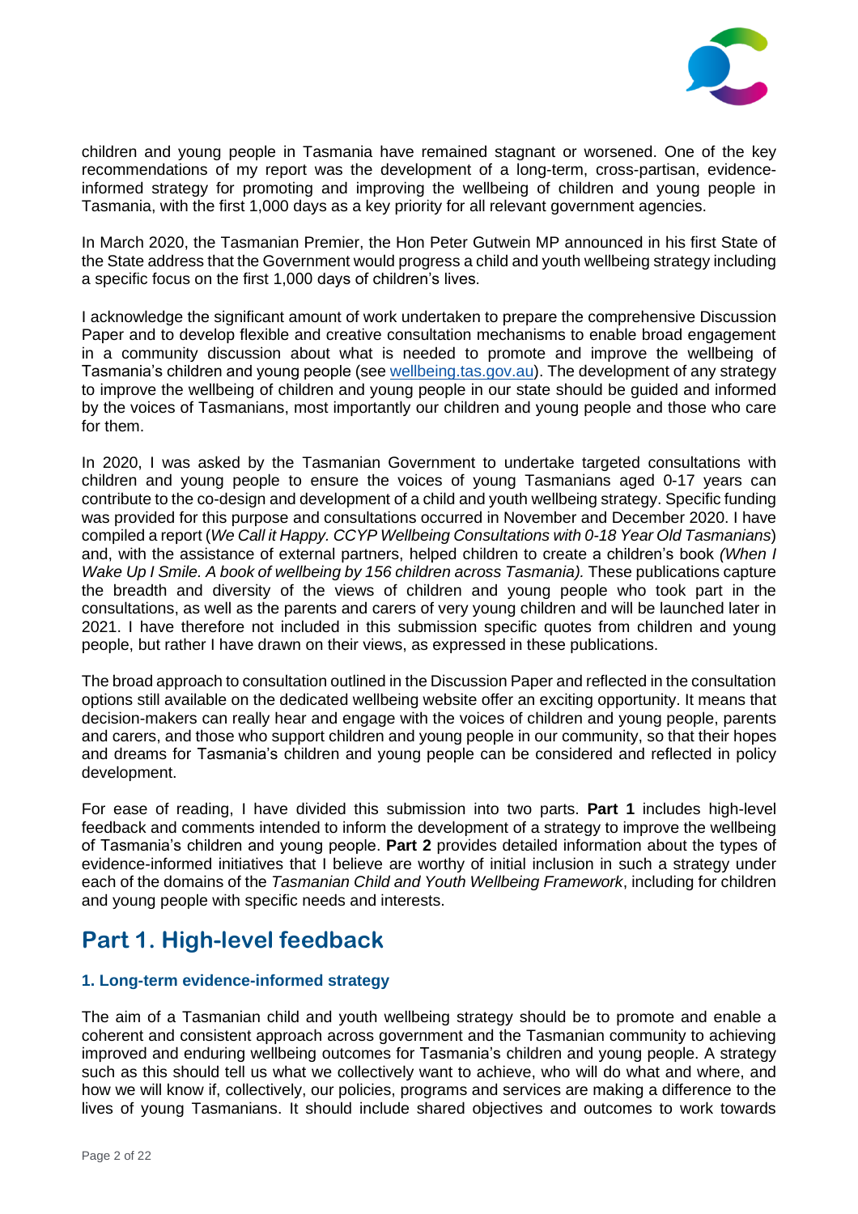children and young people in Tasmania have remained stagnant or worsened. One of the key recommendations of my report was the development of a long-term, cross-partisan, evidence-informed strategy for promoting and improving the wellbeing of children and young people in Tasmania, with the first 1,000 days as a key priority for all relevant government agencies.

In March 2020, the Tasmanian Premier, the Hon Peter Gutwein MP announced in his first State of the State address that the Government would progress a child and youth wellbeing strategy including a specific focus on the first 1,000 days of children's lives.

I acknowledge the significant amount of work undertaken to prepare the comprehensive Discussion Paper and to develop flexible and creative consultation mechanisms to enable broad engagement in a community discussion about what is needed to promote and improve the wellbeing of Tasmania's children and young people (see [wellbeing.tas.gov.au](wellbeing.tas.gov.au)). The development of any strategy to improve the wellbeing of children and young people in our state should be guided and informed by the voices of Tasmanians, most importantly our children and young people and those who care for them.

In 2020, I was asked by the Tasmanian Government to undertake targeted consultations with children and young people to ensure the voices of young Tasmanians aged 0-17 years can contribute to the co-design and development of a child and youth wellbeing strategy. Specific funding was provided for this purpose and consultations occurred in November and December 2020. I have compiled a report (*We Call it Happy. CCYP Wellbeing Consultations with 0-18 Year Old Tasmanians*) and, with the assistance of external partners, helped children to create a children's book *(When I Wake Up I Smile. A book of wellbeing by 156 children across Tasmania).* These publications capture the breadth and diversity of the views of children and young people who took part in the consultations, as well as the parents and carers of very young children and will be launched later in 2021. I have therefore not included in this submission specific quotes from children and young people, but rather I have drawn on their views, as expressed in these publications.

The broad approach to consultation outlined in the Discussion Paper and reflected in the consultation options still available on the dedicated wellbeing website offer an exciting opportunity. It means that decision-makers can really hear and engage with the voices of children and young people, parents and carers, and those who support children and young people in our community, so that their hopes and dreams for Tasmania's children and young people can be considered and reflected in policy development.

For ease of reading, I have divided this submission into two parts. **Part 1** includes high-level feedback and comments intended to inform the development of a strategy to improve the wellbeing of Tasmania's children and young people. **Part 2** provides detailed information about the types of evidence-informed initiatives that I believe are worthy of initial inclusion in such a strategy under each of the domains of the *Tasmanian Child and Youth Wellbeing Framework*, including for children and young people with specific needs and interests.

## Part 1. High-level feedback

### 1. Long-term evidence-informed strategy

The aim of a Tasmanian child and youth wellbeing strategy should be to promote and enable a coherent and consistent approach across government and the Tasmanian community to achieving improved and enduring wellbeing outcomes for Tasmania's children and young people. A strategy such as this should tell us what we collectively want to achieve, who will do what and where, and how we will know if, collectively, our policies, programs and services are making a difference to the lives of young Tasmanians. It should include shared objectives and outcomes to work towards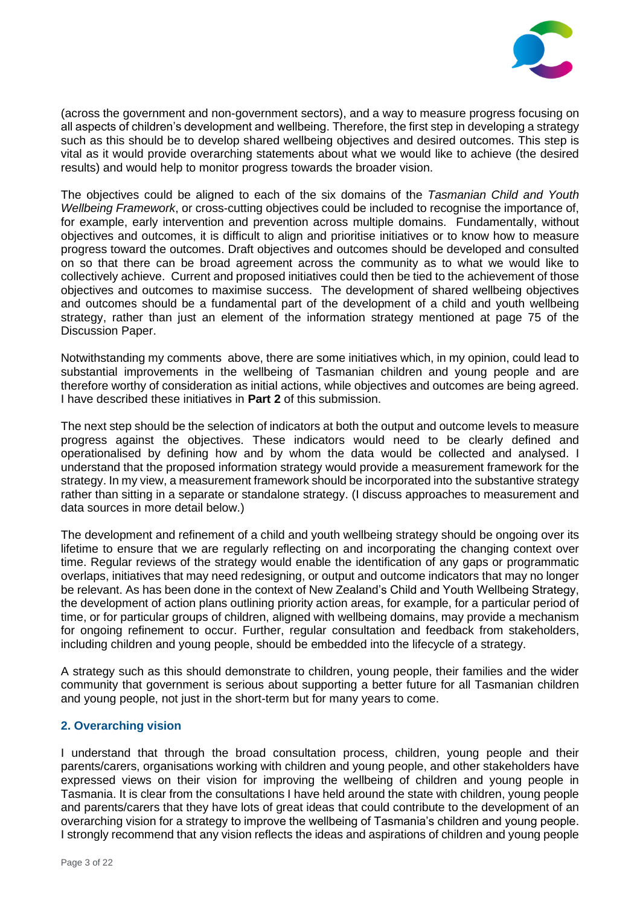(across the government and non-government sectors), and a way to measure progress focusing on all aspects of children's development and wellbeing. Therefore, the first step in developing a strategy such as this should be to develop shared wellbeing objectives and desired outcomes. This step is vital as it would provide overarching statements about what we would like to achieve (the desired results) and would help to monitor progress towards the broader vision.

The objectives could be aligned to each of the six domains of the *Tasmanian Child and Youth Wellbeing Framework*, or cross-cutting objectives could be included to recognise the importance of, for example, early intervention and prevention across multiple domains. Fundamentally, without objectives and outcomes, it is difficult to align and prioritise initiatives or to know how to measure progress toward the outcomes. Draft objectives and outcomes should be developed and consulted on so that there can be broad agreement across the community as to what we would like to collectively achieve. Current and proposed initiatives could then be tied to the achievement of those objectives and outcomes to maximise success. The development of shared wellbeing objectives and outcomes should be a fundamental part of the development of a child and youth wellbeing strategy, rather than just an element of the information strategy mentioned at page 75 of the Discussion Paper.

Notwithstanding my comments above, there are some initiatives which, in my opinion, could lead to substantial improvements in the wellbeing of Tasmanian children and young people and are therefore worthy of consideration as initial actions, while objectives and outcomes are being agreed. I have described these initiatives in **Part 2** of this submission.

The next step should be the selection of indicators at both the output and outcome levels to measure progress against the objectives. These indicators would need to be clearly defined and operationalised by defining how and by whom the data would be collected and analysed. I understand that the proposed information strategy would provide a measurement framework for the strategy. In my view, a measurement framework should be incorporated into the substantive strategy rather than sitting in a separate or standalone strategy. (I discuss approaches to measurement and data sources in more detail below.)

The development and refinement of a child and youth wellbeing strategy should be ongoing over its lifetime to ensure that we are regularly reflecting on and incorporating the changing context over time. Regular reviews of the strategy would enable the identification of any gaps or programmatic overlaps, initiatives that may need redesigning, or output and outcome indicators that may no longer be relevant. As has been done in the context of New Zealand's Child and Youth Wellbeing Strategy, the development of action plans outlining priority action areas, for example, for a particular period of time, or for particular groups of children, aligned with wellbeing domains, may provide a mechanism for ongoing refinement to occur. Further, regular consultation and feedback from stakeholders, including children and young people, should be embedded into the lifecycle of a strategy.

A strategy such as this should demonstrate to children, young people, their families and the wider community that government is serious about supporting a better future for all Tasmanian children and young people, not just in the short-term but for many years to come.

## 2. Overarching vision

I understand that through the broad consultation process, children, young people and their parents/carers, organisations working with children and young people, and other stakeholders have expressed views on their vision for improving the wellbeing of children and young people in Tasmania. It is clear from the consultations I have held around the state with children, young people and parents/carers that they have lots of great ideas that could contribute to the development of an overarching vision for a strategy to improve the wellbeing of Tasmania's children and young people. I strongly recommend that any vision reflects the ideas and aspirations of children and young people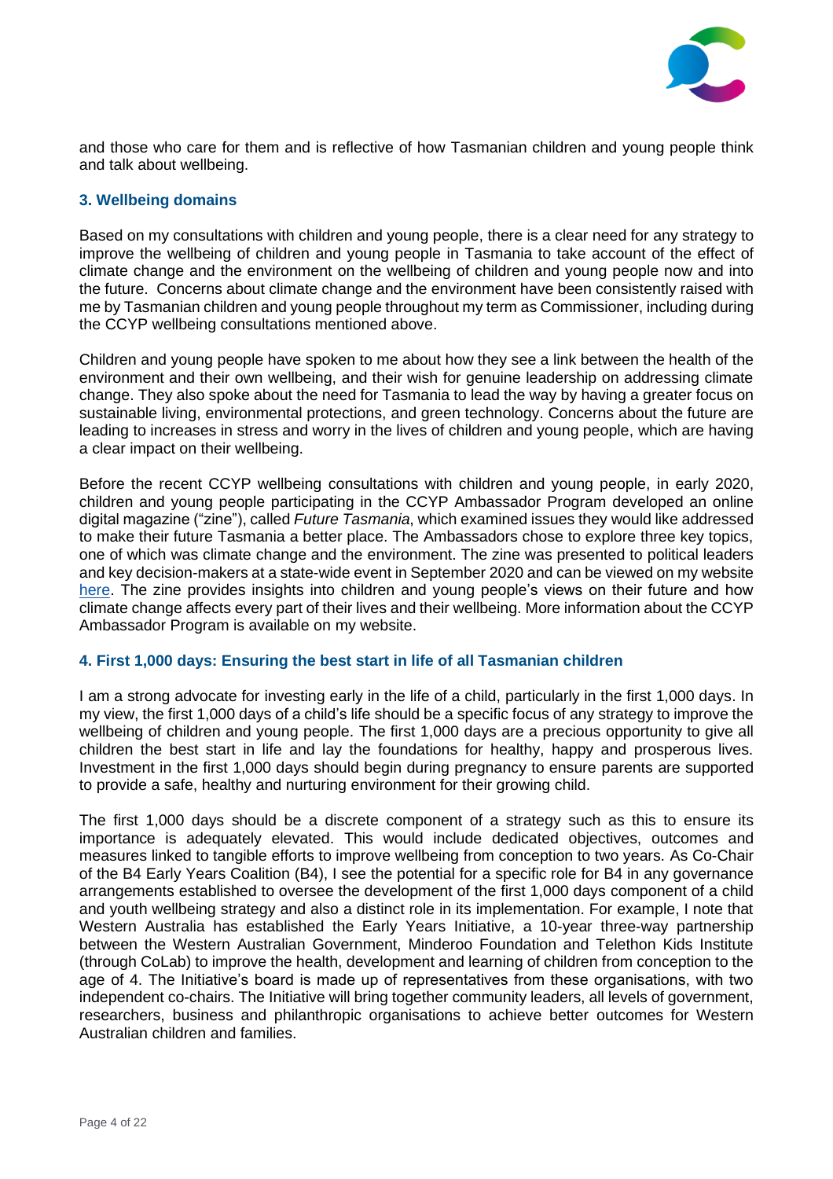and those who care for them and is reflective of how Tasmanian children and young people think and talk about wellbeing.

### 3. Wellbeing domains

Based on my consultations with children and young people, there is a clear need for any strategy to improve the wellbeing of children and young people in Tasmania to take account of the effect of climate change and the environment on the wellbeing of children and young people now and into the future. Concerns about climate change and the environment have been consistently raised with me by Tasmanian children and young people throughout my term as Commissioner, including during the CCYP wellbeing consultations mentioned above.

Children and young people have spoken to me about how they see a link between the health of the environment and their own wellbeing, and their wish for genuine leadership on addressing climate change. They also spoke about the need for Tasmania to lead the way by having a greater focus on sustainable living, environmental protections, and green technology. Concerns about the future are leading to increases in stress and worry in the lives of children and young people, which are having a clear impact on their wellbeing.

Before the recent CCYP wellbeing consultations with children and young people, in early 2020, children and young people participating in the CCYP Ambassador Program developed an online digital magazine ("zine"), called *Future Tasmania*, which examined issues they would like addressed to make their future Tasmania a better place. The Ambassadors chose to explore three key topics, one of which was climate change and the environment. The zine was presented to political leaders and key decision-makers at a state-wide event in September 2020 and can be viewed on my website here. The zine provides insights into children and young people's views on their future and how climate change affects every part of their lives and their wellbeing. More information about the CCYP Ambassador Program is available on my website.

### 4. First 1,000 days: Ensuring the best start in life of all Tasmanian children

I am a strong advocate for investing early in the life of a child, particularly in the first 1,000 days. In my view, the first 1,000 days of a child's life should be a specific focus of any strategy to improve the wellbeing of children and young people. The first 1,000 days are a precious opportunity to give all children the best start in life and lay the foundations for healthy, happy and prosperous lives. Investment in the first 1,000 days should begin during pregnancy to ensure parents are supported to provide a safe, healthy and nurturing environment for their growing child.

The first 1,000 days should be a discrete component of a strategy such as this to ensure its importance is adequately elevated. This would include dedicated objectives, outcomes and measures linked to tangible efforts to improve wellbeing from conception to two years. As Co-Chair of the B4 Early Years Coalition (B4), I see the potential for a specific role for B4 in any governance arrangements established to oversee the development of the first 1,000 days component of a child and youth wellbeing strategy and also a distinct role in its implementation. For example, I note that Western Australia has established the Early Years Initiative, a 10-year three-way partnership between the Western Australian Government, Minderoo Foundation and Telethon Kids Institute (through CoLab) to improve the health, development and learning of children from conception to the age of 4. The Initiative's board is made up of representatives from these organisations, with two independent co-chairs. The Initiative will bring together community leaders, all levels of government, researchers, business and philanthropic organisations to achieve better outcomes for Western Australian children and families.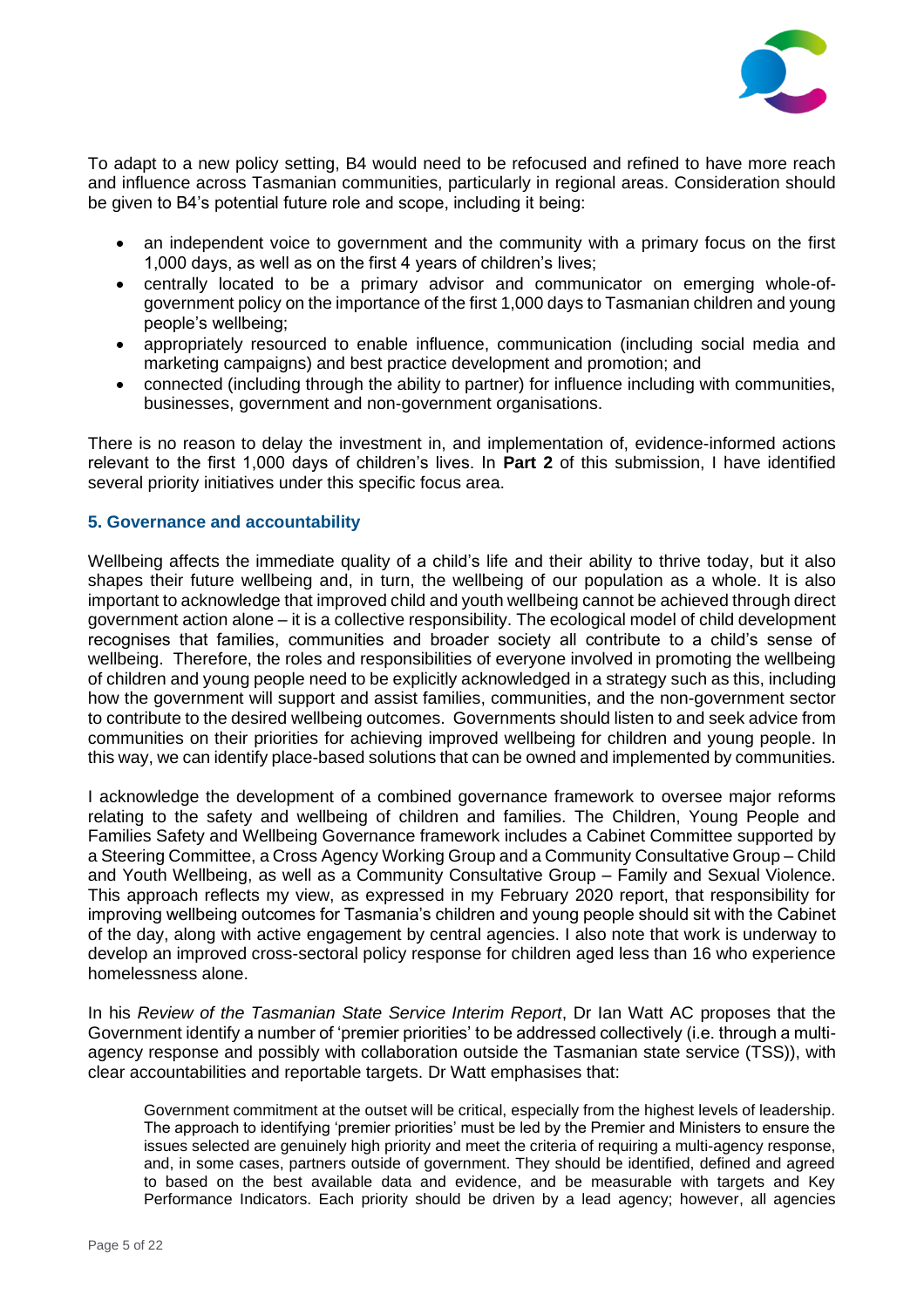To adapt to a new policy setting, B4 would need to be refocused and refined to have more reach and influence across Tasmanian communities, particularly in regional areas. Consideration should be given to B4's potential future role and scope, including it being:

- an independent voice to government and the community with a primary focus on the first 1,000 days, as well as on the first 4 years of children's lives;
- centrally located to be a primary advisor and communicator on emerging whole-of-government policy on the importance of the first 1,000 days to Tasmanian children and young people's wellbeing;
- appropriately resourced to enable influence, communication (including social media and marketing campaigns) and best practice development and promotion; and
- connected (including through the ability to partner) for influence including with communities, businesses, government and non-government organisations.

There is no reason to delay the investment in, and implementation of, evidence-informed actions relevant to the first 1,000 days of children's lives. In **Part 2** of this submission, I have identified several priority initiatives under this specific focus area.

## 5. Governance and accountability

Wellbeing affects the immediate quality of a child's life and their ability to thrive today, but it also shapes their future wellbeing and, in turn, the wellbeing of our population as a whole. It is also important to acknowledge that improved child and youth wellbeing cannot be achieved through direct government action alone – it is a collective responsibility. The ecological model of child development recognises that families, communities and broader society all contribute to a child's sense of wellbeing. Therefore, the roles and responsibilities of everyone involved in promoting the wellbeing of children and young people need to be explicitly acknowledged in a strategy such as this, including how the government will support and assist families, communities, and the non-government sector to contribute to the desired wellbeing outcomes. Governments should listen to and seek advice from communities on their priorities for achieving improved wellbeing for children and young people. In this way, we can identify place-based solutions that can be owned and implemented by communities.

I acknowledge the development of a combined governance framework to oversee major reforms relating to the safety and wellbeing of children and families. The Children, Young People and Families Safety and Wellbeing Governance framework includes a Cabinet Committee supported by a Steering Committee, a Cross Agency Working Group and a Community Consultative Group – Child and Youth Wellbeing, as well as a Community Consultative Group – Family and Sexual Violence. This approach reflects my view, as expressed in my February 2020 report, that responsibility for improving wellbeing outcomes for Tasmania's children and young people should sit with the Cabinet of the day, along with active engagement by central agencies. I also note that work is underway to develop an improved cross-sectoral policy response for children aged less than 16 who experience homelessness alone.

In his *Review of the Tasmanian State Service Interim Report*, Dr Ian Watt AC proposes that the Government identify a number of 'premier priorities' to be addressed collectively (i.e. through a multi-agency response and possibly with collaboration outside the Tasmanian state service (TSS)), with clear accountabilities and reportable targets. Dr Watt emphasises that:

> Government commitment at the outset will be critical, especially from the highest levels of leadership. The approach to identifying 'premier priorities' must be led by the Premier and Ministers to ensure the issues selected are genuinely high priority and meet the criteria of requiring a multi-agency response, and, in some cases, partners outside of government. They should be identified, defined and agreed to based on the best available data and evidence, and be measurable with targets and Key Performance Indicators. Each priority should be driven by a lead agency; however, all agencies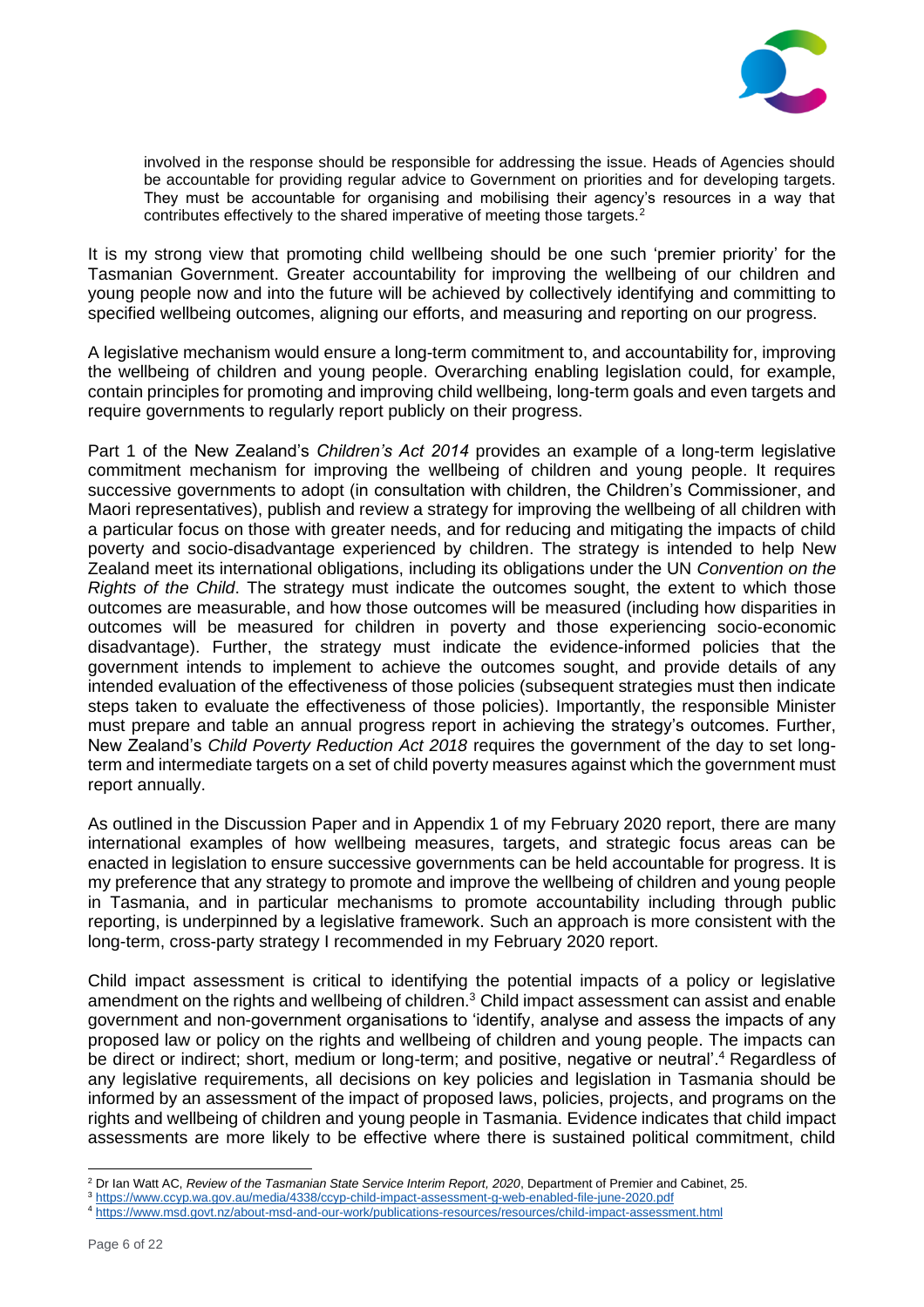> involved in the response should be responsible for addressing the issue. Heads of Agencies should be accountable for providing regular advice to Government on priorities and for developing targets. They must be accountable for organising and mobilising their agency's resources in a way that contributes effectively to the shared imperative of meeting those targets.[2]

It is my strong view that promoting child wellbeing should be one such 'premier priority' for the Tasmanian Government. Greater accountability for improving the wellbeing of our children and young people now and into the future will be achieved by collectively identifying and committing to specified wellbeing outcomes, aligning our efforts, and measuring and reporting on our progress.

A legislative mechanism would ensure a long-term commitment to, and accountability for, improving the wellbeing of children and young people. Overarching enabling legislation could, for example, contain principles for promoting and improving child wellbeing, long-term goals and even targets and require governments to regularly report publicly on their progress.

Part 1 of the New Zealand's *Children's Act 2014* provides an example of a long-term legislative commitment mechanism for improving the wellbeing of children and young people. It requires successive governments to adopt (in consultation with children, the Children's Commissioner, and Maori representatives), publish and review a strategy for improving the wellbeing of all children with a particular focus on those with greater needs, and for reducing and mitigating the impacts of child poverty and socio-disadvantage experienced by children. The strategy is intended to help New Zealand meet its international obligations, including its obligations under the UN *Convention on the Rights of the Child*. The strategy must indicate the outcomes sought, the extent to which those outcomes are measurable, and how those outcomes will be measured (including how disparities in outcomes will be measured for children in poverty and those experiencing socio-economic disadvantage). Further, the strategy must indicate the evidence-informed policies that the government intends to implement to achieve the outcomes sought, and provide details of any intended evaluation of the effectiveness of those policies (subsequent strategies must then indicate steps taken to evaluate the effectiveness of those policies). Importantly, the responsible Minister must prepare and table an annual progress report in achieving the strategy's outcomes. Further, New Zealand's *Child Poverty Reduction Act 2018* requires the government of the day to set long-term and intermediate targets on a set of child poverty measures against which the government must report annually.

As outlined in the Discussion Paper and in Appendix 1 of my February 2020 report, there are many international examples of how wellbeing measures, targets, and strategic focus areas can be enacted in legislation to ensure successive governments can be held accountable for progress. It is my preference that any strategy to promote and improve the wellbeing of children and young people in Tasmania, and in particular mechanisms to promote accountability including through public reporting, is underpinned by a legislative framework. Such an approach is more consistent with the long-term, cross-party strategy I recommended in my February 2020 report.

Child impact assessment is critical to identifying the potential impacts of a policy or legislative amendment on the rights and wellbeing of children.[3] Child impact assessment can assist and enable government and non-government organisations to 'identify, analyse and assess the impacts of any proposed law or policy on the rights and wellbeing of children and young people. The impacts can be direct or indirect; short, medium or long-term; and positive, negative or neutral'.[4] Regardless of any legislative requirements, all decisions on key policies and legislation in Tasmania should be informed by an assessment of the impact of proposed laws, policies, projects, and programs on the rights and wellbeing of children and young people in Tasmania. Evidence indicates that child impact assessments are more likely to be effective where there is sustained political commitment, child

---

[2] Dr Ian Watt AC, *Review of the Tasmanian State Service Interim Report, 2020*, Department of Premier and Cabinet, 25.

[3] https://www.ccyp.wa.gov.au/media/4338/ccyp-child-impact-assessment-g-web-enabled-file-june-2020.pdf

[4] https://www.msd.govt.nz/about-msd-and-our-work/publications-resources/resources/child-impact-assessment.html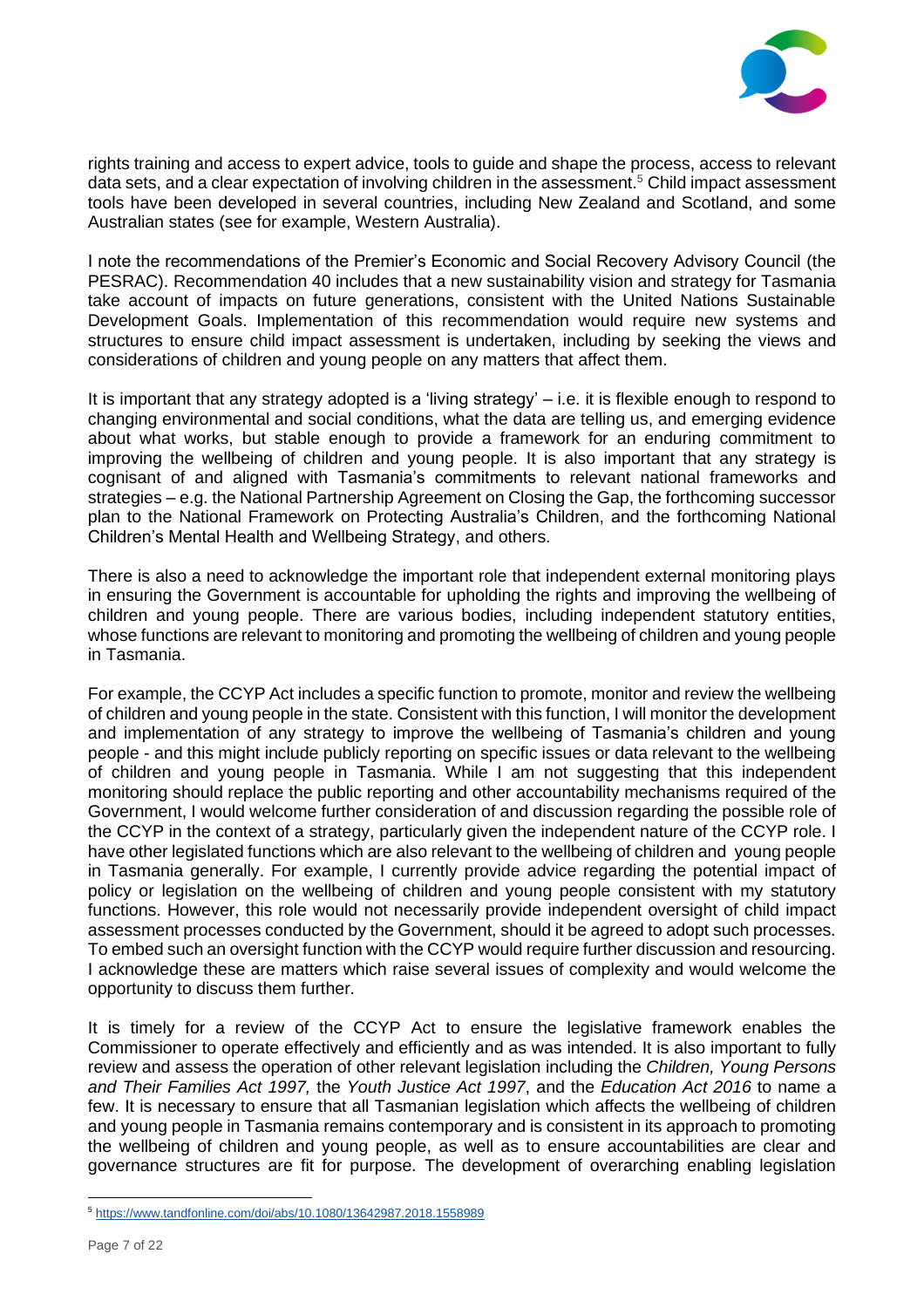rights training and access to expert advice, tools to guide and shape the process, access to relevant data sets, and a clear expectation of involving children in the assessment.[5] Child impact assessment tools have been developed in several countries, including New Zealand and Scotland, and some Australian states (see for example, Western Australia).

I note the recommendations of the Premier's Economic and Social Recovery Advisory Council (the PESRAC). Recommendation 40 includes that a new sustainability vision and strategy for Tasmania take account of impacts on future generations, consistent with the United Nations Sustainable Development Goals. Implementation of this recommendation would require new systems and structures to ensure child impact assessment is undertaken, including by seeking the views and considerations of children and young people on any matters that affect them.

It is important that any strategy adopted is a 'living strategy' – i.e. it is flexible enough to respond to changing environmental and social conditions, what the data are telling us, and emerging evidence about what works, but stable enough to provide a framework for an enduring commitment to improving the wellbeing of children and young people. It is also important that any strategy is cognisant of and aligned with Tasmania's commitments to relevant national frameworks and strategies – e.g. the National Partnership Agreement on Closing the Gap, the forthcoming successor plan to the National Framework on Protecting Australia's Children, and the forthcoming National Children's Mental Health and Wellbeing Strategy, and others.

There is also a need to acknowledge the important role that independent external monitoring plays in ensuring the Government is accountable for upholding the rights and improving the wellbeing of children and young people. There are various bodies, including independent statutory entities, whose functions are relevant to monitoring and promoting the wellbeing of children and young people in Tasmania.

For example, the CCYP Act includes a specific function to promote, monitor and review the wellbeing of children and young people in the state. Consistent with this function, I will monitor the development and implementation of any strategy to improve the wellbeing of Tasmania's children and young people - and this might include publicly reporting on specific issues or data relevant to the wellbeing of children and young people in Tasmania. While I am not suggesting that this independent monitoring should replace the public reporting and other accountability mechanisms required of the Government, I would welcome further consideration of and discussion regarding the possible role of the CCYP in the context of a strategy, particularly given the independent nature of the CCYP role. I have other legislated functions which are also relevant to the wellbeing of children and young people in Tasmania generally. For example, I currently provide advice regarding the potential impact of policy or legislation on the wellbeing of children and young people consistent with my statutory functions. However, this role would not necessarily provide independent oversight of child impact assessment processes conducted by the Government, should it be agreed to adopt such processes. To embed such an oversight function with the CCYP would require further discussion and resourcing. I acknowledge these are matters which raise several issues of complexity and would welcome the opportunity to discuss them further.

It is timely for a review of the CCYP Act to ensure the legislative framework enables the Commissioner to operate effectively and efficiently and as was intended. It is also important to fully review and assess the operation of other relevant legislation including the *Children, Young Persons and Their Families Act 1997,* the *Youth Justice Act 1997*, and the *Education Act 2016* to name a few. It is necessary to ensure that all Tasmanian legislation which affects the wellbeing of children and young people in Tasmania remains contemporary and is consistent in its approach to promoting the wellbeing of children and young people, as well as to ensure accountabilities are clear and governance structures are fit for purpose. The development of overarching enabling legislation

[5] https://www.tandfonline.com/doi/abs/10.1080/13642987.2018.1558989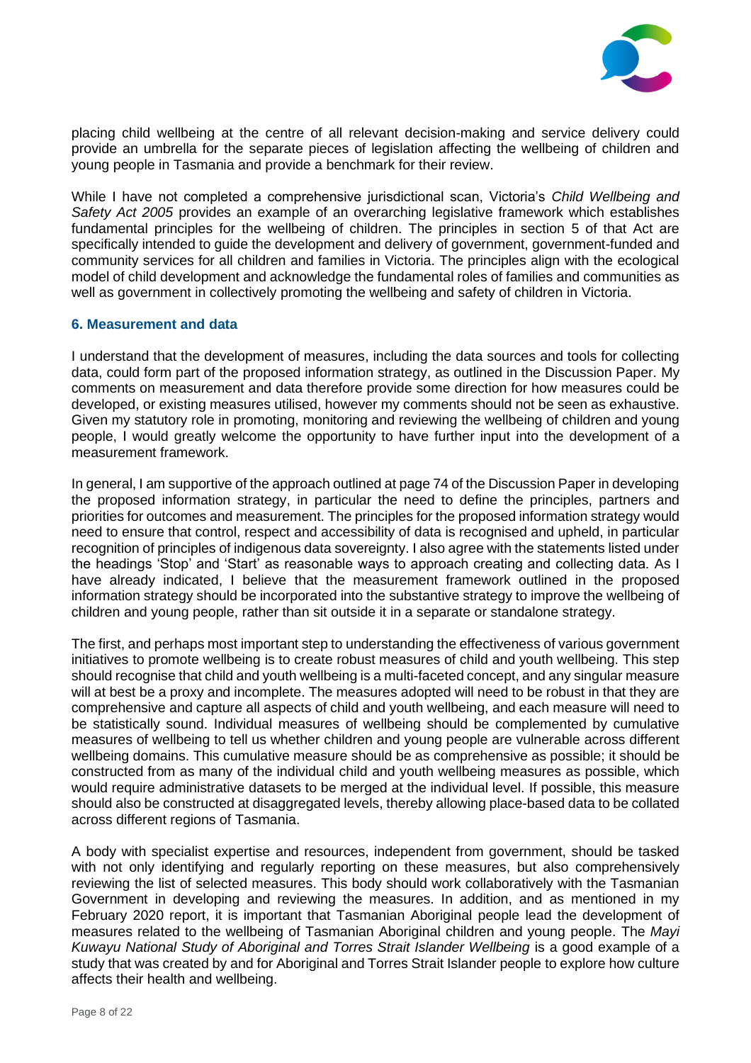placing child wellbeing at the centre of all relevant decision-making and service delivery could provide an umbrella for the separate pieces of legislation affecting the wellbeing of children and young people in Tasmania and provide a benchmark for their review.

While I have not completed a comprehensive jurisdictional scan, Victoria's *Child Wellbeing and Safety Act 2005* provides an example of an overarching legislative framework which establishes fundamental principles for the wellbeing of children. The principles in section 5 of that Act are specifically intended to guide the development and delivery of government, government-funded and community services for all children and families in Victoria. The principles align with the ecological model of child development and acknowledge the fundamental roles of families and communities as well as government in collectively promoting the wellbeing and safety of children in Victoria.

### 6. Measurement and data

I understand that the development of measures, including the data sources and tools for collecting data, could form part of the proposed information strategy, as outlined in the Discussion Paper. My comments on measurement and data therefore provide some direction for how measures could be developed, or existing measures utilised, however my comments should not be seen as exhaustive. Given my statutory role in promoting, monitoring and reviewing the wellbeing of children and young people, I would greatly welcome the opportunity to have further input into the development of a measurement framework.

In general, I am supportive of the approach outlined at page 74 of the Discussion Paper in developing the proposed information strategy, in particular the need to define the principles, partners and priorities for outcomes and measurement. The principles for the proposed information strategy would need to ensure that control, respect and accessibility of data is recognised and upheld, in particular recognition of principles of indigenous data sovereignty. I also agree with the statements listed under the headings 'Stop' and 'Start' as reasonable ways to approach creating and collecting data. As I have already indicated, I believe that the measurement framework outlined in the proposed information strategy should be incorporated into the substantive strategy to improve the wellbeing of children and young people, rather than sit outside it in a separate or standalone strategy.

The first, and perhaps most important step to understanding the effectiveness of various government initiatives to promote wellbeing is to create robust measures of child and youth wellbeing. This step should recognise that child and youth wellbeing is a multi-faceted concept, and any singular measure will at best be a proxy and incomplete. The measures adopted will need to be robust in that they are comprehensive and capture all aspects of child and youth wellbeing, and each measure will need to be statistically sound. Individual measures of wellbeing should be complemented by cumulative measures of wellbeing to tell us whether children and young people are vulnerable across different wellbeing domains. This cumulative measure should be as comprehensive as possible; it should be constructed from as many of the individual child and youth wellbeing measures as possible, which would require administrative datasets to be merged at the individual level. If possible, this measure should also be constructed at disaggregated levels, thereby allowing place-based data to be collated across different regions of Tasmania.

A body with specialist expertise and resources, independent from government, should be tasked with not only identifying and regularly reporting on these measures, but also comprehensively reviewing the list of selected measures. This body should work collaboratively with the Tasmanian Government in developing and reviewing the measures. In addition, and as mentioned in my February 2020 report, it is important that Tasmanian Aboriginal people lead the development of measures related to the wellbeing of Tasmanian Aboriginal children and young people. The *Mayi Kuwayu National Study of Aboriginal and Torres Strait Islander Wellbeing* is a good example of a study that was created by and for Aboriginal and Torres Strait Islander people to explore how culture affects their health and wellbeing.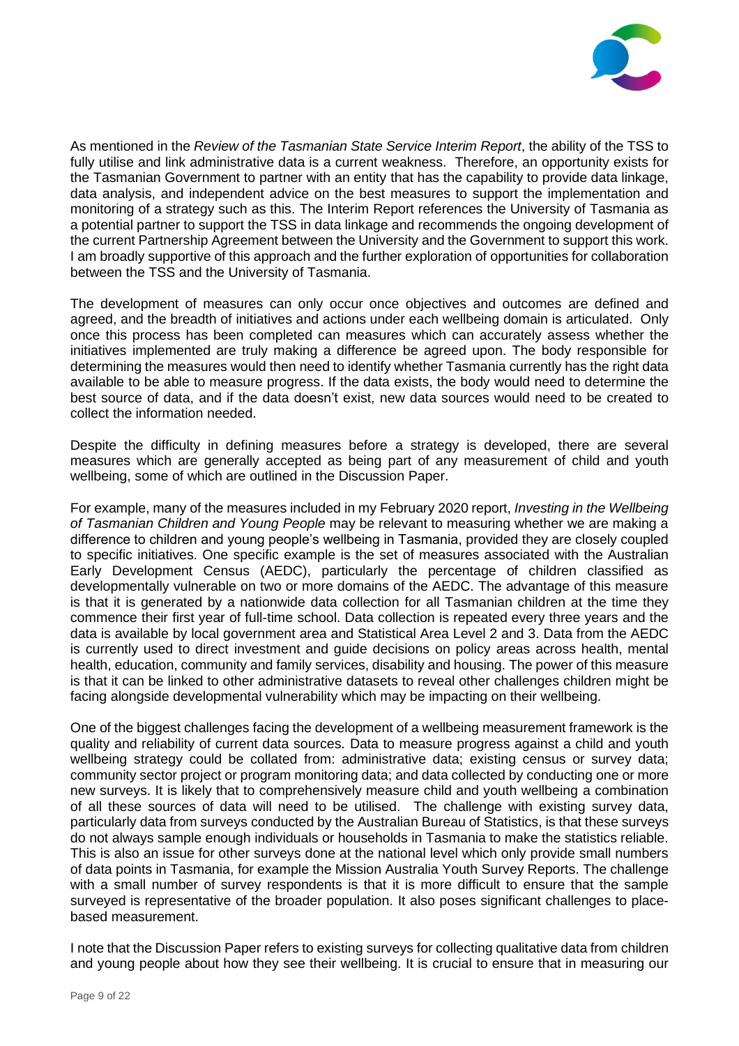As mentioned in the *Review of the Tasmanian State Service Interim Report*, the ability of the TSS to fully utilise and link administrative data is a current weakness. Therefore, an opportunity exists for the Tasmanian Government to partner with an entity that has the capability to provide data linkage, data analysis, and independent advice on the best measures to support the implementation and monitoring of a strategy such as this. The Interim Report references the University of Tasmania as a potential partner to support the TSS in data linkage and recommends the ongoing development of the current Partnership Agreement between the University and the Government to support this work. I am broadly supportive of this approach and the further exploration of opportunities for collaboration between the TSS and the University of Tasmania.

The development of measures can only occur once objectives and outcomes are defined and agreed, and the breadth of initiatives and actions under each wellbeing domain is articulated. Only once this process has been completed can measures which can accurately assess whether the initiatives implemented are truly making a difference be agreed upon. The body responsible for determining the measures would then need to identify whether Tasmania currently has the right data available to be able to measure progress. If the data exists, the body would need to determine the best source of data, and if the data doesn't exist, new data sources would need to be created to collect the information needed.

Despite the difficulty in defining measures before a strategy is developed, there are several measures which are generally accepted as being part of any measurement of child and youth wellbeing, some of which are outlined in the Discussion Paper.

For example, many of the measures included in my February 2020 report, *Investing in the Wellbeing of Tasmanian Children and Young People* may be relevant to measuring whether we are making a difference to children and young people's wellbeing in Tasmania, provided they are closely coupled to specific initiatives. One specific example is the set of measures associated with the Australian Early Development Census (AEDC), particularly the percentage of children classified as developmentally vulnerable on two or more domains of the AEDC. The advantage of this measure is that it is generated by a nationwide data collection for all Tasmanian children at the time they commence their first year of full-time school. Data collection is repeated every three years and the data is available by local government area and Statistical Area Level 2 and 3. Data from the AEDC is currently used to direct investment and guide decisions on policy areas across health, mental health, education, community and family services, disability and housing. The power of this measure is that it can be linked to other administrative datasets to reveal other challenges children might be facing alongside developmental vulnerability which may be impacting on their wellbeing.

One of the biggest challenges facing the development of a wellbeing measurement framework is the quality and reliability of current data sources. Data to measure progress against a child and youth wellbeing strategy could be collated from: administrative data; existing census or survey data; community sector project or program monitoring data; and data collected by conducting one or more new surveys. It is likely that to comprehensively measure child and youth wellbeing a combination of all these sources of data will need to be utilised. The challenge with existing survey data, particularly data from surveys conducted by the Australian Bureau of Statistics, is that these surveys do not always sample enough individuals or households in Tasmania to make the statistics reliable. This is also an issue for other surveys done at the national level which only provide small numbers of data points in Tasmania, for example the Mission Australia Youth Survey Reports. The challenge with a small number of survey respondents is that it is more difficult to ensure that the sample surveyed is representative of the broader population. It also poses significant challenges to place-based measurement.

I note that the Discussion Paper refers to existing surveys for collecting qualitative data from children and young people about how they see their wellbeing. It is crucial to ensure that in measuring our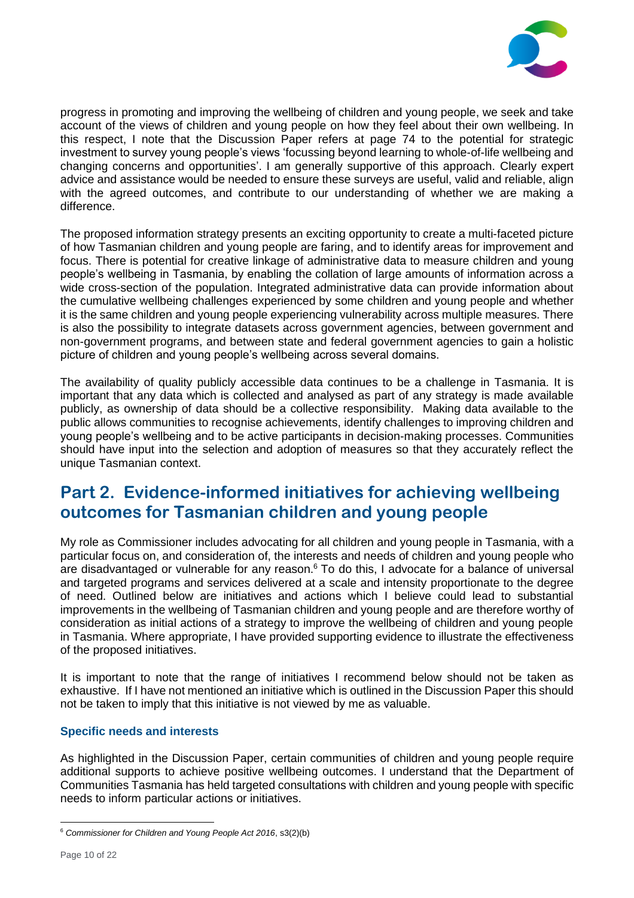progress in promoting and improving the wellbeing of children and young people, we seek and take account of the views of children and young people on how they feel about their own wellbeing. In this respect, I note that the Discussion Paper refers at page 74 to the potential for strategic investment to survey young people's views 'focussing beyond learning to whole-of-life wellbeing and changing concerns and opportunities'. I am generally supportive of this approach. Clearly expert advice and assistance would be needed to ensure these surveys are useful, valid and reliable, align with the agreed outcomes, and contribute to our understanding of whether we are making a difference.

The proposed information strategy presents an exciting opportunity to create a multi-faceted picture of how Tasmanian children and young people are faring, and to identify areas for improvement and focus. There is potential for creative linkage of administrative data to measure children and young people's wellbeing in Tasmania, by enabling the collation of large amounts of information across a wide cross-section of the population. Integrated administrative data can provide information about the cumulative wellbeing challenges experienced by some children and young people and whether it is the same children and young people experiencing vulnerability across multiple measures. There is also the possibility to integrate datasets across government agencies, between government and non-government programs, and between state and federal government agencies to gain a holistic picture of children and young people's wellbeing across several domains.

The availability of quality publicly accessible data continues to be a challenge in Tasmania. It is important that any data which is collected and analysed as part of any strategy is made available publicly, as ownership of data should be a collective responsibility. Making data available to the public allows communities to recognise achievements, identify challenges to improving children and young people's wellbeing and to be active participants in decision-making processes. Communities should have input into the selection and adoption of measures so that they accurately reflect the unique Tasmanian context.

## Part 2. Evidence-informed initiatives for achieving wellbeing outcomes for Tasmanian children and young people

My role as Commissioner includes advocating for all children and young people in Tasmania, with a particular focus on, and consideration of, the interests and needs of children and young people who are disadvantaged or vulnerable for any reason.[6] To do this, I advocate for a balance of universal and targeted programs and services delivered at a scale and intensity proportionate to the degree of need. Outlined below are initiatives and actions which I believe could lead to substantial improvements in the wellbeing of Tasmanian children and young people and are therefore worthy of consideration as initial actions of a strategy to improve the wellbeing of children and young people in Tasmania. Where appropriate, I have provided supporting evidence to illustrate the effectiveness of the proposed initiatives.

It is important to note that the range of initiatives I recommend below should not be taken as exhaustive. If I have not mentioned an initiative which is outlined in the Discussion Paper this should not be taken to imply that this initiative is not viewed by me as valuable.

### Specific needs and interests

As highlighted in the Discussion Paper, certain communities of children and young people require additional supports to achieve positive wellbeing outcomes. I understand that the Department of Communities Tasmania has held targeted consultations with children and young people with specific needs to inform particular actions or initiatives.

[6] *Commissioner for Children and Young People Act 2016*, s3(2)(b)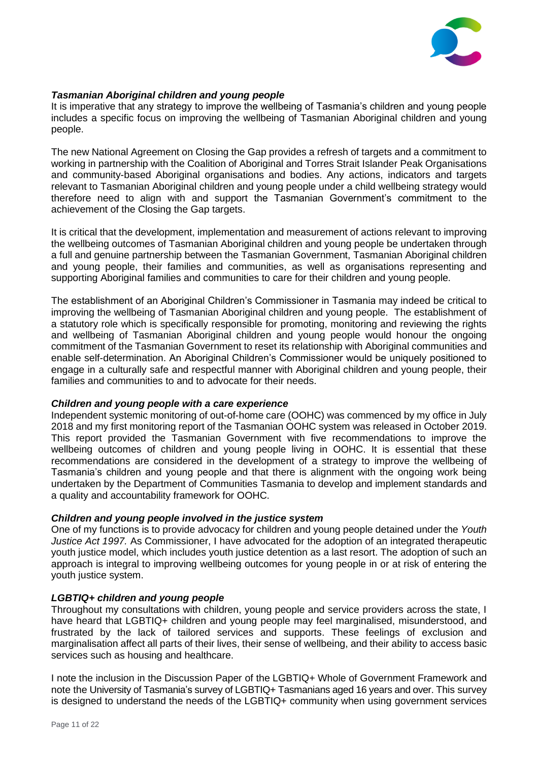***Tasmanian Aboriginal children and young people***

It is imperative that any strategy to improve the wellbeing of Tasmania's children and young people includes a specific focus on improving the wellbeing of Tasmanian Aboriginal children and young people.

The new National Agreement on Closing the Gap provides a refresh of targets and a commitment to working in partnership with the Coalition of Aboriginal and Torres Strait Islander Peak Organisations and community-based Aboriginal organisations and bodies. Any actions, indicators and targets relevant to Tasmanian Aboriginal children and young people under a child wellbeing strategy would therefore need to align with and support the Tasmanian Government's commitment to the achievement of the Closing the Gap targets.

It is critical that the development, implementation and measurement of actions relevant to improving the wellbeing outcomes of Tasmanian Aboriginal children and young people be undertaken through a full and genuine partnership between the Tasmanian Government, Tasmanian Aboriginal children and young people, their families and communities, as well as organisations representing and supporting Aboriginal families and communities to care for their children and young people.

The establishment of an Aboriginal Children's Commissioner in Tasmania may indeed be critical to improving the wellbeing of Tasmanian Aboriginal children and young people. The establishment of a statutory role which is specifically responsible for promoting, monitoring and reviewing the rights and wellbeing of Tasmanian Aboriginal children and young people would honour the ongoing commitment of the Tasmanian Government to reset its relationship with Aboriginal communities and enable self-determination. An Aboriginal Children's Commissioner would be uniquely positioned to engage in a culturally safe and respectful manner with Aboriginal children and young people, their families and communities to and to advocate for their needs.

***Children and young people with a care experience***

Independent systemic monitoring of out-of-home care (OOHC) was commenced by my office in July 2018 and my first monitoring report of the Tasmanian OOHC system was released in October 2019. This report provided the Tasmanian Government with five recommendations to improve the wellbeing outcomes of children and young people living in OOHC. It is essential that these recommendations are considered in the development of a strategy to improve the wellbeing of Tasmania's children and young people and that there is alignment with the ongoing work being undertaken by the Department of Communities Tasmania to develop and implement standards and a quality and accountability framework for OOHC.

***Children and young people involved in the justice system***

One of my functions is to provide advocacy for children and young people detained under the *Youth Justice Act 1997.* As Commissioner, I have advocated for the adoption of an integrated therapeutic youth justice model, which includes youth justice detention as a last resort. The adoption of such an approach is integral to improving wellbeing outcomes for young people in or at risk of entering the youth justice system.

***LGBTIQ+ children and young people***

Throughout my consultations with children, young people and service providers across the state, I have heard that LGBTIQ+ children and young people may feel marginalised, misunderstood, and frustrated by the lack of tailored services and supports. These feelings of exclusion and marginalisation affect all parts of their lives, their sense of wellbeing, and their ability to access basic services such as housing and healthcare.

I note the inclusion in the Discussion Paper of the LGBTIQ+ Whole of Government Framework and note the University of Tasmania's survey of LGBTIQ+ Tasmanians aged 16 years and over. This survey is designed to understand the needs of the LGBTIQ+ community when using government services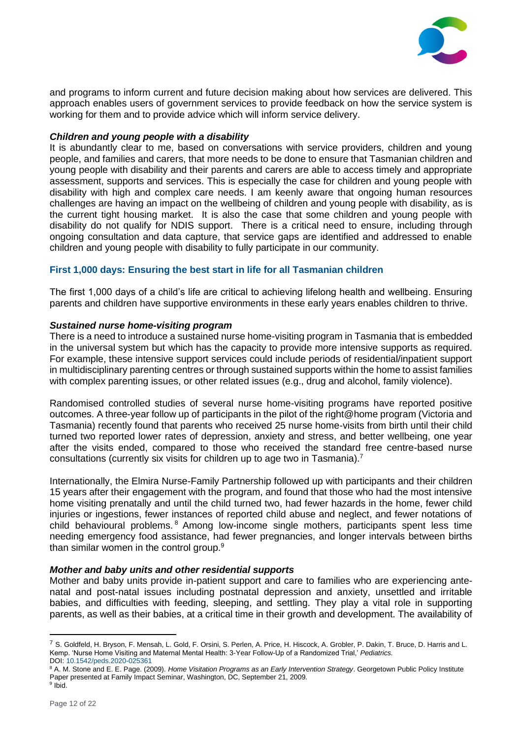and programs to inform current and future decision making about how services are delivered. This approach enables users of government services to provide feedback on how the service system is working for them and to provide advice which will inform service delivery.

***Children and young people with a disability***

It is abundantly clear to me, based on conversations with service providers, children and young people, and families and carers, that more needs to be done to ensure that Tasmanian children and young people with disability and their parents and carers are able to access timely and appropriate assessment, supports and services. This is especially the case for children and young people with disability with high and complex care needs. I am keenly aware that ongoing human resources challenges are having an impact on the wellbeing of children and young people with disability, as is the current tight housing market. It is also the case that some children and young people with disability do not qualify for NDIS support. There is a critical need to ensure, including through ongoing consultation and data capture, that service gaps are identified and addressed to enable children and young people with disability to fully participate in our community.

## First 1,000 days: Ensuring the best start in life for all Tasmanian children

The first 1,000 days of a child's life are critical to achieving lifelong health and wellbeing. Ensuring parents and children have supportive environments in these early years enables children to thrive.

***Sustained nurse home-visiting program***

There is a need to introduce a sustained nurse home-visiting program in Tasmania that is embedded in the universal system but which has the capacity to provide more intensive supports as required. For example, these intensive support services could include periods of residential/inpatient support in multidisciplinary parenting centres or through sustained supports within the home to assist families with complex parenting issues, or other related issues (e.g., drug and alcohol, family violence).

Randomised controlled studies of several nurse home-visiting programs have reported positive outcomes. A three-year follow up of participants in the pilot of the right@home program (Victoria and Tasmania) recently found that parents who received 25 nurse home-visits from birth until their child turned two reported lower rates of depression, anxiety and stress, and better wellbeing, one year after the visits ended, compared to those who received the standard free centre-based nurse consultations (currently six visits for children up to age two in Tasmania).[7]

Internationally, the Elmira Nurse-Family Partnership followed up with participants and their children 15 years after their engagement with the program, and found that those who had the most intensive home visiting prenatally and until the child turned two, had fewer hazards in the home, fewer child injuries or ingestions, fewer instances of reported child abuse and neglect, and fewer notations of child behavioural problems.[8] Among low-income single mothers, participants spent less time needing emergency food assistance, had fewer pregnancies, and longer intervals between births than similar women in the control group.[9]

***Mother and baby units and other residential supports***

Mother and baby units provide in-patient support and care to families who are experiencing ante-natal and post-natal issues including postnatal depression and anxiety, unsettled and irritable babies, and difficulties with feeding, sleeping, and settling. They play a vital role in supporting parents, as well as their babies, at a critical time in their growth and development. The availability of

---

[7] S. Goldfeld, H. Bryson, F. Mensah, L. Gold, F. Orsini, S. Perlen, A. Price, H. Hiscock, A. Grobler, P. Dakin, T. Bruce, D. Harris and L. Kemp. 'Nurse Home Visiting and Maternal Mental Health: 3-Year Follow-Up of a Randomized Trial,' *Pediatrics.* DOI: 10.1542/peds.2020-025361

[8] A. M. Stone and E. E. Page. (2009). *Home Visitation Programs as an Early Intervention Strategy*. Georgetown Public Policy Institute Paper presented at Family Impact Seminar, Washington, DC, September 21, 2009.

[9] Ibid.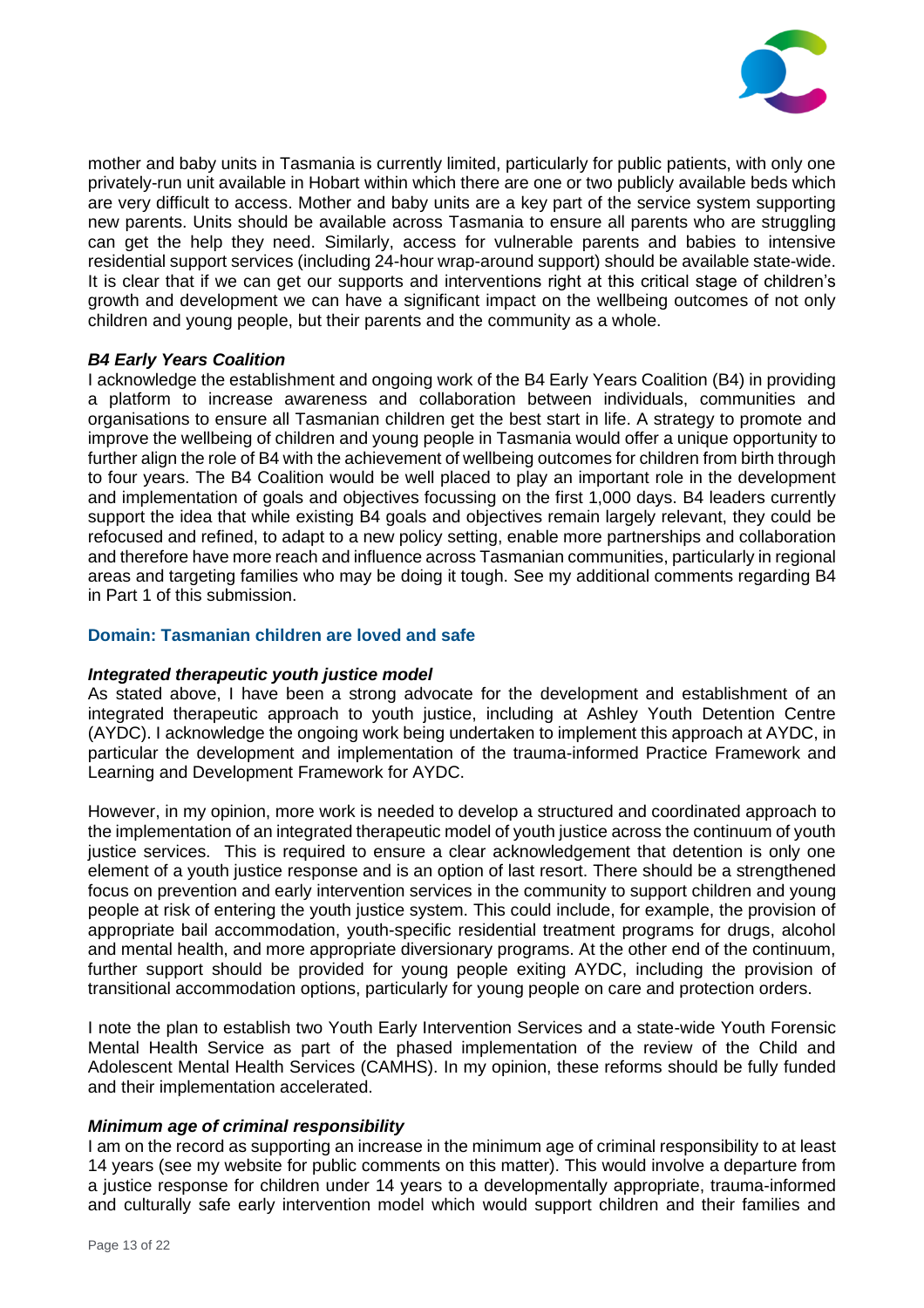mother and baby units in Tasmania is currently limited, particularly for public patients, with only one privately-run unit available in Hobart within which there are one or two publicly available beds which are very difficult to access. Mother and baby units are a key part of the service system supporting new parents. Units should be available across Tasmania to ensure all parents who are struggling can get the help they need. Similarly, access for vulnerable parents and babies to intensive residential support services (including 24-hour wrap-around support) should be available state-wide. It is clear that if we can get our supports and interventions right at this critical stage of children's growth and development we can have a significant impact on the wellbeing outcomes of not only children and young people, but their parents and the community as a whole.

### *B4 Early Years Coalition*

I acknowledge the establishment and ongoing work of the B4 Early Years Coalition (B4) in providing a platform to increase awareness and collaboration between individuals, communities and organisations to ensure all Tasmanian children get the best start in life. A strategy to promote and improve the wellbeing of children and young people in Tasmania would offer a unique opportunity to further align the role of B4 with the achievement of wellbeing outcomes for children from birth through to four years. The B4 Coalition would be well placed to play an important role in the development and implementation of goals and objectives focussing on the first 1,000 days. B4 leaders currently support the idea that while existing B4 goals and objectives remain largely relevant, they could be refocused and refined, to adapt to a new policy setting, enable more partnerships and collaboration and therefore have more reach and influence across Tasmanian communities, particularly in regional areas and targeting families who may be doing it tough. See my additional comments regarding B4 in Part 1 of this submission.

## Domain: Tasmanian children are loved and safe

### *Integrated therapeutic youth justice model*

As stated above, I have been a strong advocate for the development and establishment of an integrated therapeutic approach to youth justice, including at Ashley Youth Detention Centre (AYDC). I acknowledge the ongoing work being undertaken to implement this approach at AYDC, in particular the development and implementation of the trauma-informed Practice Framework and Learning and Development Framework for AYDC.

However, in my opinion, more work is needed to develop a structured and coordinated approach to the implementation of an integrated therapeutic model of youth justice across the continuum of youth justice services. This is required to ensure a clear acknowledgement that detention is only one element of a youth justice response and is an option of last resort. There should be a strengthened focus on prevention and early intervention services in the community to support children and young people at risk of entering the youth justice system. This could include, for example, the provision of appropriate bail accommodation, youth-specific residential treatment programs for drugs, alcohol and mental health, and more appropriate diversionary programs. At the other end of the continuum, further support should be provided for young people exiting AYDC, including the provision of transitional accommodation options, particularly for young people on care and protection orders.

I note the plan to establish two Youth Early Intervention Services and a state-wide Youth Forensic Mental Health Service as part of the phased implementation of the review of the Child and Adolescent Mental Health Services (CAMHS). In my opinion, these reforms should be fully funded and their implementation accelerated.

### *Minimum age of criminal responsibility*

I am on the record as supporting an increase in the minimum age of criminal responsibility to at least 14 years (see my website for public comments on this matter). This would involve a departure from a justice response for children under 14 years to a developmentally appropriate, trauma-informed and culturally safe early intervention model which would support children and their families and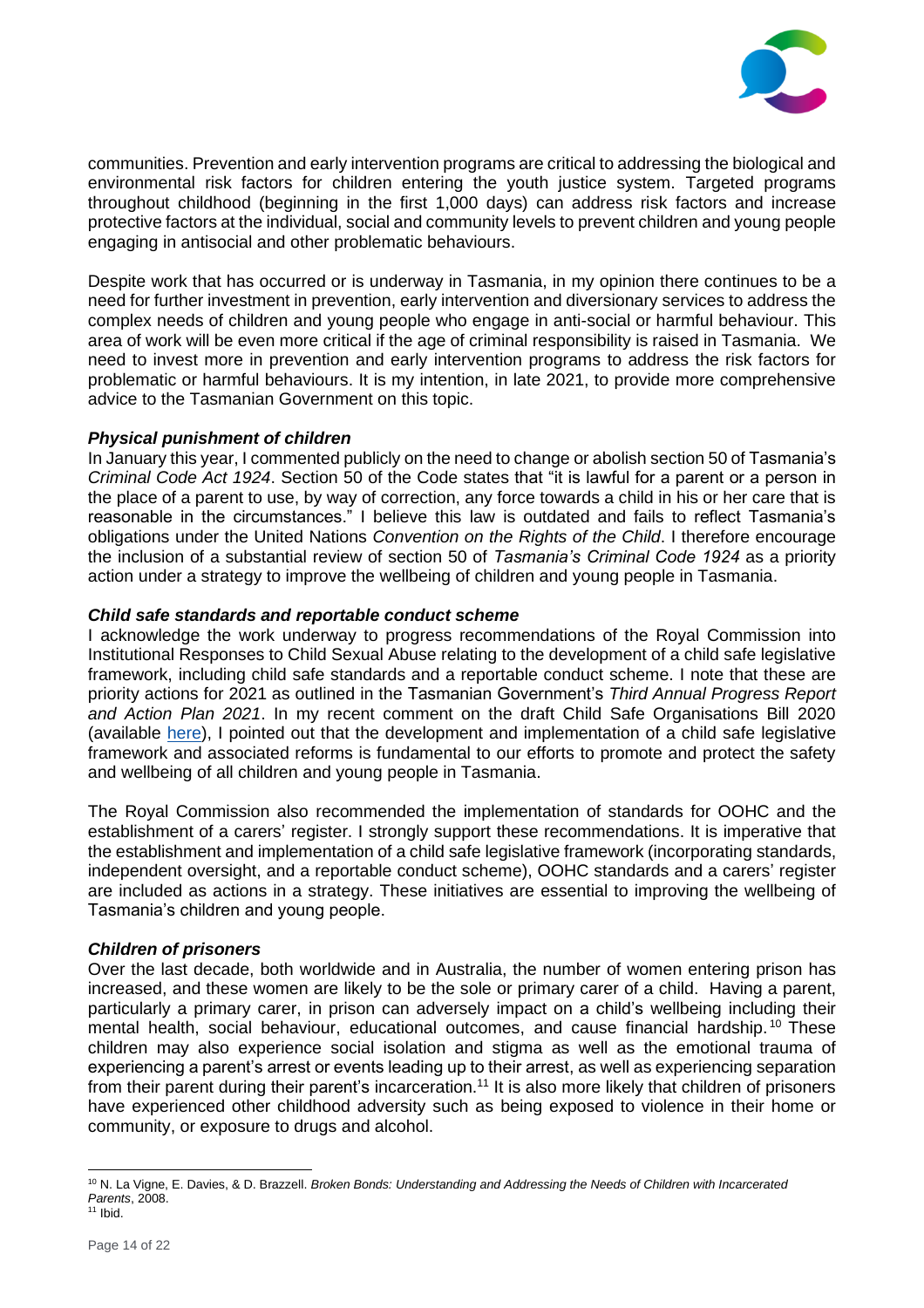communities. Prevention and early intervention programs are critical to addressing the biological and environmental risk factors for children entering the youth justice system. Targeted programs throughout childhood (beginning in the first 1,000 days) can address risk factors and increase protective factors at the individual, social and community levels to prevent children and young people engaging in antisocial and other problematic behaviours.

Despite work that has occurred or is underway in Tasmania, in my opinion there continues to be a need for further investment in prevention, early intervention and diversionary services to address the complex needs of children and young people who engage in anti-social or harmful behaviour. This area of work will be even more critical if the age of criminal responsibility is raised in Tasmania. We need to invest more in prevention and early intervention programs to address the risk factors for problematic or harmful behaviours. It is my intention, in late 2021, to provide more comprehensive advice to the Tasmanian Government on this topic.

***Physical punishment of children***

In January this year, I commented publicly on the need to change or abolish section 50 of Tasmania's *Criminal Code Act 1924*. Section 50 of the Code states that "it is lawful for a parent or a person in the place of a parent to use, by way of correction, any force towards a child in his or her care that is reasonable in the circumstances." I believe this law is outdated and fails to reflect Tasmania's obligations under the United Nations *Convention on the Rights of the Child*. I therefore encourage the inclusion of a substantial review of section 50 of *Tasmania's Criminal Code 1924* as a priority action under a strategy to improve the wellbeing of children and young people in Tasmania.

***Child safe standards and reportable conduct scheme***

I acknowledge the work underway to progress recommendations of the Royal Commission into Institutional Responses to Child Sexual Abuse relating to the development of a child safe legislative framework, including child safe standards and a reportable conduct scheme. I note that these are priority actions for 2021 as outlined in the Tasmanian Government's *Third Annual Progress Report and Action Plan 2021*. In my recent comment on the draft Child Safe Organisations Bill 2020 (available here), I pointed out that the development and implementation of a child safe legislative framework and associated reforms is fundamental to our efforts to promote and protect the safety and wellbeing of all children and young people in Tasmania.

The Royal Commission also recommended the implementation of standards for OOHC and the establishment of a carers' register. I strongly support these recommendations. It is imperative that the establishment and implementation of a child safe legislative framework (incorporating standards, independent oversight, and a reportable conduct scheme), OOHC standards and a carers' register are included as actions in a strategy. These initiatives are essential to improving the wellbeing of Tasmania's children and young people.

***Children of prisoners***

Over the last decade, both worldwide and in Australia, the number of women entering prison has increased, and these women are likely to be the sole or primary carer of a child. Having a parent, particularly a primary carer, in prison can adversely impact on a child's wellbeing including their mental health, social behaviour, educational outcomes, and cause financial hardship.[10] These children may also experience social isolation and stigma as well as the emotional trauma of experiencing a parent's arrest or events leading up to their arrest, as well as experiencing separation from their parent during their parent's incarceration.[11] It is also more likely that children of prisoners have experienced other childhood adversity such as being exposed to violence in their home or community, or exposure to drugs and alcohol.

[10] N. La Vigne, E. Davies, & D. Brazzell. *Broken Bonds: Understanding and Addressing the Needs of Children with Incarcerated Parents*, 2008.

[11] Ibid.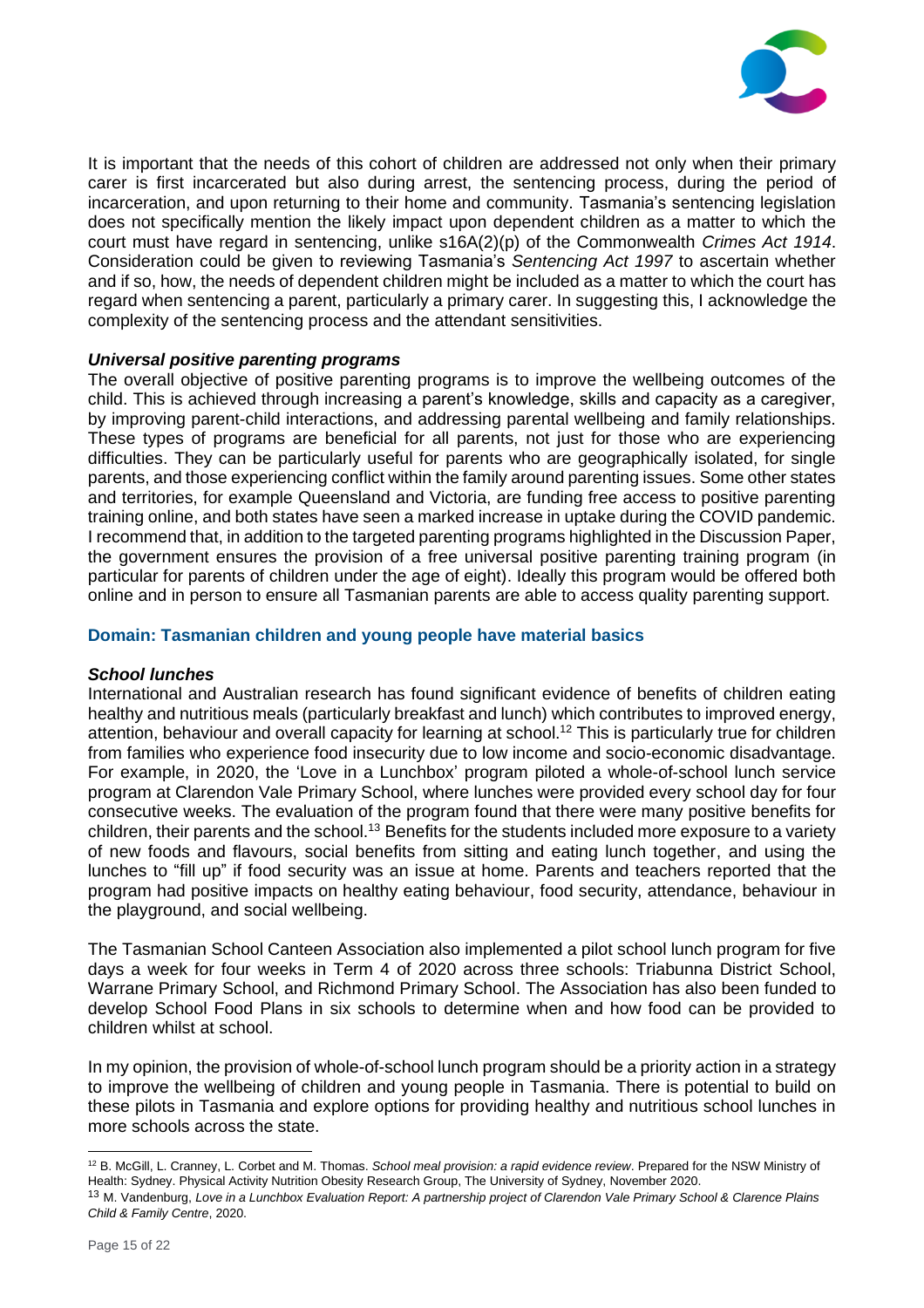It is important that the needs of this cohort of children are addressed not only when their primary carer is first incarcerated but also during arrest, the sentencing process, during the period of incarceration, and upon returning to their home and community. Tasmania's sentencing legislation does not specifically mention the likely impact upon dependent children as a matter to which the court must have regard in sentencing, unlike s16A(2)(p) of the Commonwealth *Crimes Act 1914*. Consideration could be given to reviewing Tasmania's *Sentencing Act 1997* to ascertain whether and if so, how, the needs of dependent children might be included as a matter to which the court has regard when sentencing a parent, particularly a primary carer. In suggesting this, I acknowledge the complexity of the sentencing process and the attendant sensitivities.

#### ***Universal positive parenting programs***

The overall objective of positive parenting programs is to improve the wellbeing outcomes of the child. This is achieved through increasing a parent's knowledge, skills and capacity as a caregiver, by improving parent-child interactions, and addressing parental wellbeing and family relationships. These types of programs are beneficial for all parents, not just for those who are experiencing difficulties. They can be particularly useful for parents who are geographically isolated, for single parents, and those experiencing conflict within the family around parenting issues. Some other states and territories, for example Queensland and Victoria, are funding free access to positive parenting training online, and both states have seen a marked increase in uptake during the COVID pandemic. I recommend that, in addition to the targeted parenting programs highlighted in the Discussion Paper, the government ensures the provision of a free universal positive parenting training program (in particular for parents of children under the age of eight). Ideally this program would be offered both online and in person to ensure all Tasmanian parents are able to access quality parenting support.

### **Domain: Tasmanian children and young people have material basics**

#### ***School lunches***

International and Australian research has found significant evidence of benefits of children eating healthy and nutritious meals (particularly breakfast and lunch) which contributes to improved energy, attention, behaviour and overall capacity for learning at school.[12] This is particularly true for children from families who experience food insecurity due to low income and socio-economic disadvantage. For example, in 2020, the 'Love in a Lunchbox' program piloted a whole-of-school lunch service program at Clarendon Vale Primary School, where lunches were provided every school day for four consecutive weeks. The evaluation of the program found that there were many positive benefits for children, their parents and the school.[13] Benefits for the students included more exposure to a variety of new foods and flavours, social benefits from sitting and eating lunch together, and using the lunches to "fill up" if food security was an issue at home. Parents and teachers reported that the program had positive impacts on healthy eating behaviour, food security, attendance, behaviour in the playground, and social wellbeing.

The Tasmanian School Canteen Association also implemented a pilot school lunch program for five days a week for four weeks in Term 4 of 2020 across three schools: Triabunna District School, Warrane Primary School, and Richmond Primary School. The Association has also been funded to develop School Food Plans in six schools to determine when and how food can be provided to children whilst at school.

In my opinion, the provision of whole-of-school lunch program should be a priority action in a strategy to improve the wellbeing of children and young people in Tasmania. There is potential to build on these pilots in Tasmania and explore options for providing healthy and nutritious school lunches in more schools across the state.

---

[12] B. McGill, L. Cranney, L. Corbet and M. Thomas. *School meal provision: a rapid evidence review*. Prepared for the NSW Ministry of Health: Sydney. Physical Activity Nutrition Obesity Research Group, The University of Sydney, November 2020.

[13] M. Vandenburg, *Love in a Lunchbox Evaluation Report: A partnership project of Clarendon Vale Primary School & Clarence Plains Child & Family Centre*, 2020.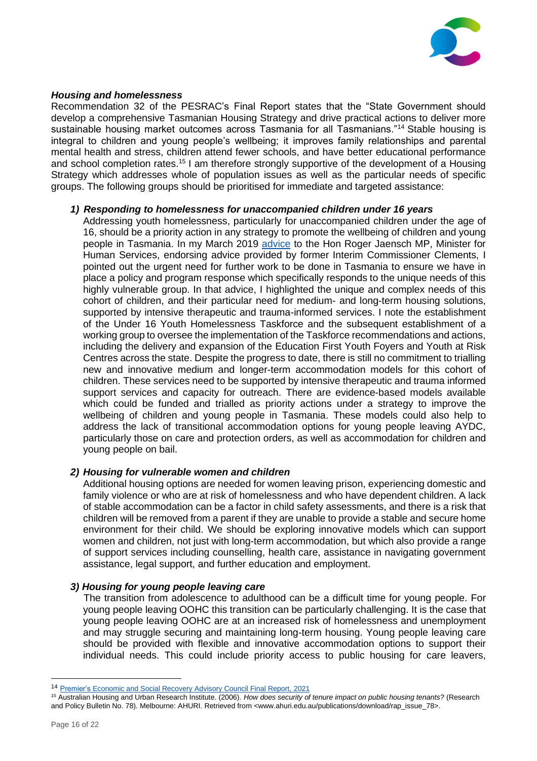***Housing and homelessness***

Recommendation 32 of the PESRAC's Final Report states that the "State Government should develop a comprehensive Tasmanian Housing Strategy and drive practical actions to deliver more sustainable housing market outcomes across Tasmania for all Tasmanians."[14] Stable housing is integral to children and young people's wellbeing; it improves family relationships and parental mental health and stress, children attend fewer schools, and have better educational performance and school completion rates.[15] I am therefore strongly supportive of the development of a Housing Strategy which addresses whole of population issues as well as the particular needs of specific groups. The following groups should be prioritised for immediate and targeted assistance:

***1) Responding to homelessness for unaccompanied children under 16 years***

Addressing youth homelessness, particularly for unaccompanied children under the age of 16, should be a priority action in any strategy to promote the wellbeing of children and young people in Tasmania. In my March 2019 advice to the Hon Roger Jaensch MP, Minister for Human Services, endorsing advice provided by former Interim Commissioner Clements, I pointed out the urgent need for further work to be done in Tasmania to ensure we have in place a policy and program response which specifically responds to the unique needs of this highly vulnerable group. In that advice, I highlighted the unique and complex needs of this cohort of children, and their particular need for medium- and long-term housing solutions, supported by intensive therapeutic and trauma-informed services. I note the establishment of the Under 16 Youth Homelessness Taskforce and the subsequent establishment of a working group to oversee the implementation of the Taskforce recommendations and actions, including the delivery and expansion of the Education First Youth Foyers and Youth at Risk Centres across the state. Despite the progress to date, there is still no commitment to trialling new and innovative medium and longer-term accommodation models for this cohort of children. These services need to be supported by intensive therapeutic and trauma informed support services and capacity for outreach. There are evidence-based models available which could be funded and trialled as priority actions under a strategy to improve the wellbeing of children and young people in Tasmania. These models could also help to address the lack of transitional accommodation options for young people leaving AYDC, particularly those on care and protection orders, as well as accommodation for children and young people on bail.

***2) Housing for vulnerable women and children***

Additional housing options are needed for women leaving prison, experiencing domestic and family violence or who are at risk of homelessness and who have dependent children. A lack of stable accommodation can be a factor in child safety assessments, and there is a risk that children will be removed from a parent if they are unable to provide a stable and secure home environment for their child. We should be exploring innovative models which can support women and children, not just with long-term accommodation, but which also provide a range of support services including counselling, health care, assistance in navigating government assistance, legal support, and further education and employment.

***3) Housing for young people leaving care***

The transition from adolescence to adulthood can be a difficult time for young people. For young people leaving OOHC this transition can be particularly challenging. It is the case that young people leaving OOHC are at an increased risk of homelessness and unemployment and may struggle securing and maintaining long-term housing. Young people leaving care should be provided with flexible and innovative accommodation options to support their individual needs. This could include priority access to public housing for care leavers,

---

[14] Premier's Economic and Social Recovery Advisory Council Final Report, 2021

[15] Australian Housing and Urban Research Institute. (2006). *How does security of tenure impact on public housing tenants?* (Research and Policy Bulletin No. 78). Melbourne: AHURI. Retrieved from <www.ahuri.edu.au/publications/download/rap_issue_78>.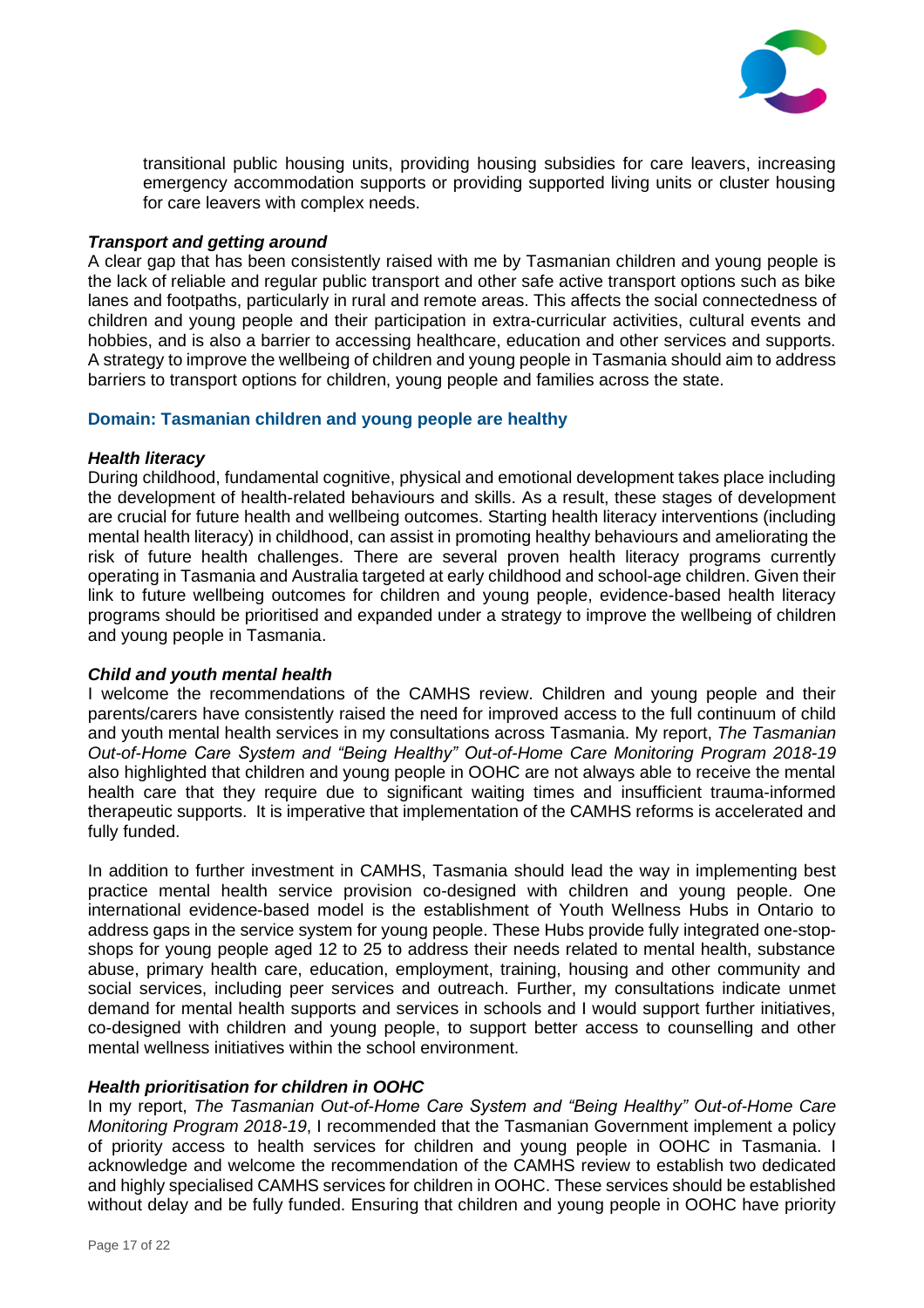transitional public housing units, providing housing subsidies for care leavers, increasing emergency accommodation supports or providing supported living units or cluster housing for care leavers with complex needs.

***Transport and getting around***

A clear gap that has been consistently raised with me by Tasmanian children and young people is the lack of reliable and regular public transport and other safe active transport options such as bike lanes and footpaths, particularly in rural and remote areas. This affects the social connectedness of children and young people and their participation in extra-curricular activities, cultural events and hobbies, and is also a barrier to accessing healthcare, education and other services and supports. A strategy to improve the wellbeing of children and young people in Tasmania should aim to address barriers to transport options for children, young people and families across the state.

### Domain: Tasmanian children and young people are healthy

***Health literacy***

During childhood, fundamental cognitive, physical and emotional development takes place including the development of health-related behaviours and skills. As a result, these stages of development are crucial for future health and wellbeing outcomes. Starting health literacy interventions (including mental health literacy) in childhood, can assist in promoting healthy behaviours and ameliorating the risk of future health challenges. There are several proven health literacy programs currently operating in Tasmania and Australia targeted at early childhood and school-age children. Given their link to future wellbeing outcomes for children and young people, evidence-based health literacy programs should be prioritised and expanded under a strategy to improve the wellbeing of children and young people in Tasmania.

***Child and youth mental health***

I welcome the recommendations of the CAMHS review. Children and young people and their parents/carers have consistently raised the need for improved access to the full continuum of child and youth mental health services in my consultations across Tasmania. My report, *The Tasmanian Out-of-Home Care System and "Being Healthy" Out-of-Home Care Monitoring Program 2018-19* also highlighted that children and young people in OOHC are not always able to receive the mental health care that they require due to significant waiting times and insufficient trauma-informed therapeutic supports. It is imperative that implementation of the CAMHS reforms is accelerated and fully funded.

In addition to further investment in CAMHS, Tasmania should lead the way in implementing best practice mental health service provision co-designed with children and young people. One international evidence-based model is the establishment of Youth Wellness Hubs in Ontario to address gaps in the service system for young people. These Hubs provide fully integrated one-stop-shops for young people aged 12 to 25 to address their needs related to mental health, substance abuse, primary health care, education, employment, training, housing and other community and social services, including peer services and outreach. Further, my consultations indicate unmet demand for mental health supports and services in schools and I would support further initiatives, co-designed with children and young people, to support better access to counselling and other mental wellness initiatives within the school environment.

***Health prioritisation for children in OOHC***

In my report, *The Tasmanian Out-of-Home Care System and "Being Healthy" Out-of-Home Care Monitoring Program 2018-19*, I recommended that the Tasmanian Government implement a policy of priority access to health services for children and young people in OOHC in Tasmania. I acknowledge and welcome the recommendation of the CAMHS review to establish two dedicated and highly specialised CAMHS services for children in OOHC. These services should be established without delay and be fully funded. Ensuring that children and young people in OOHC have priority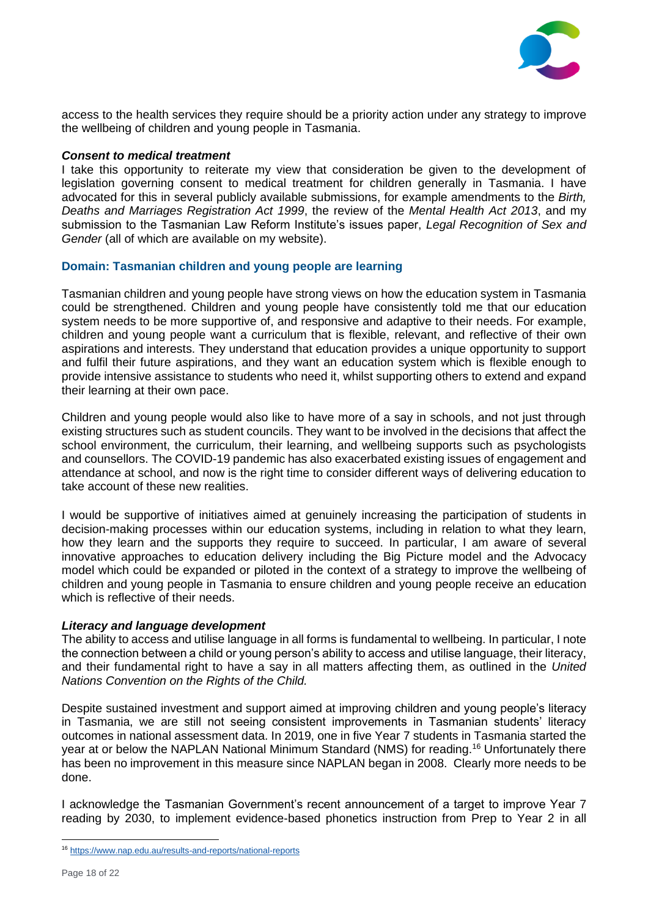access to the health services they require should be a priority action under any strategy to improve the wellbeing of children and young people in Tasmania.

***Consent to medical treatment***

I take this opportunity to reiterate my view that consideration be given to the development of legislation governing consent to medical treatment for children generally in Tasmania. I have advocated for this in several publicly available submissions, for example amendments to the *Birth, Deaths and Marriages Registration Act 1999*, the review of the *Mental Health Act 2013*, and my submission to the Tasmanian Law Reform Institute's issues paper, *Legal Recognition of Sex and Gender* (all of which are available on my website).

### Domain: Tasmanian children and young people are learning

Tasmanian children and young people have strong views on how the education system in Tasmania could be strengthened. Children and young people have consistently told me that our education system needs to be more supportive of, and responsive and adaptive to their needs. For example, children and young people want a curriculum that is flexible, relevant, and reflective of their own aspirations and interests. They understand that education provides a unique opportunity to support and fulfil their future aspirations, and they want an education system which is flexible enough to provide intensive assistance to students who need it, whilst supporting others to extend and expand their learning at their own pace.

Children and young people would also like to have more of a say in schools, and not just through existing structures such as student councils. They want to be involved in the decisions that affect the school environment, the curriculum, their learning, and wellbeing supports such as psychologists and counsellors. The COVID-19 pandemic has also exacerbated existing issues of engagement and attendance at school, and now is the right time to consider different ways of delivering education to take account of these new realities.

I would be supportive of initiatives aimed at genuinely increasing the participation of students in decision-making processes within our education systems, including in relation to what they learn, how they learn and the supports they require to succeed. In particular, I am aware of several innovative approaches to education delivery including the Big Picture model and the Advocacy model which could be expanded or piloted in the context of a strategy to improve the wellbeing of children and young people in Tasmania to ensure children and young people receive an education which is reflective of their needs.

***Literacy and language development***

The ability to access and utilise language in all forms is fundamental to wellbeing. In particular, I note the connection between a child or young person's ability to access and utilise language, their literacy, and their fundamental right to have a say in all matters affecting them, as outlined in the *United Nations Convention on the Rights of the Child.*

Despite sustained investment and support aimed at improving children and young people's literacy in Tasmania, we are still not seeing consistent improvements in Tasmanian students' literacy outcomes in national assessment data. In 2019, one in five Year 7 students in Tasmania started the year at or below the NAPLAN National Minimum Standard (NMS) for reading.[16] Unfortunately there has been no improvement in this measure since NAPLAN began in 2008. Clearly more needs to be done.

I acknowledge the Tasmanian Government's recent announcement of a target to improve Year 7 reading by 2030, to implement evidence-based phonetics instruction from Prep to Year 2 in all

[16] https://www.nap.edu.au/results-and-reports/national-reports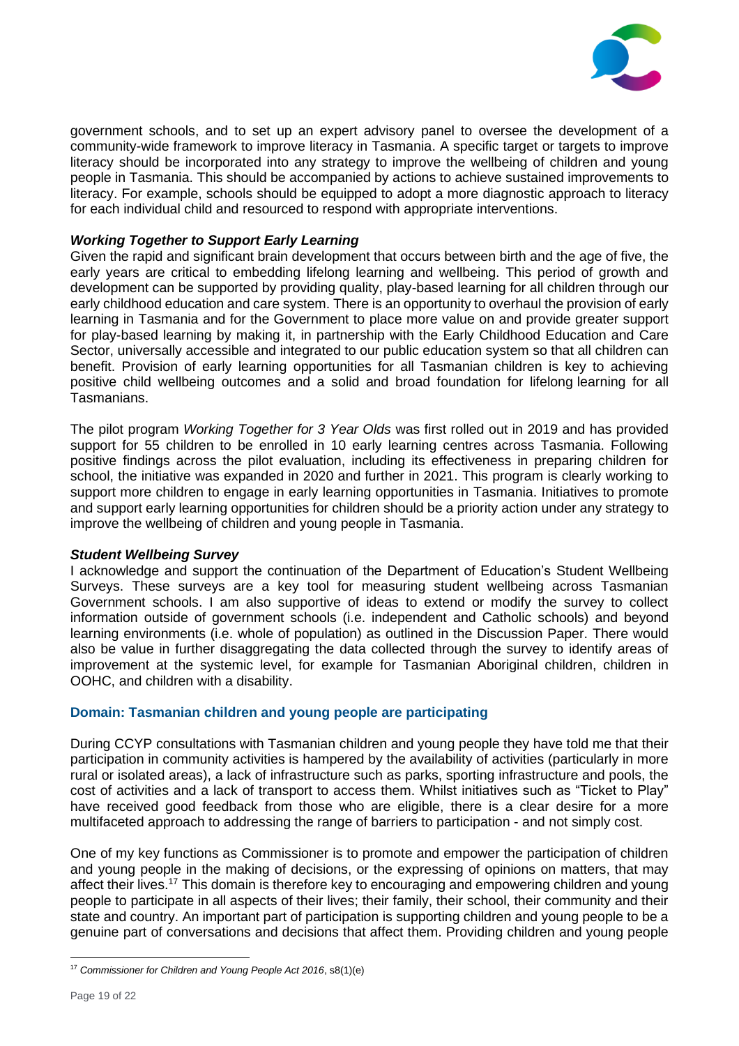government schools, and to set up an expert advisory panel to oversee the development of a community-wide framework to improve literacy in Tasmania. A specific target or targets to improve literacy should be incorporated into any strategy to improve the wellbeing of children and young people in Tasmania. This should be accompanied by actions to achieve sustained improvements to literacy. For example, schools should be equipped to adopt a more diagnostic approach to literacy for each individual child and resourced to respond with appropriate interventions.

***Working Together to Support Early Learning***

Given the rapid and significant brain development that occurs between birth and the age of five, the early years are critical to embedding lifelong learning and wellbeing. This period of growth and development can be supported by providing quality, play-based learning for all children through our early childhood education and care system. There is an opportunity to overhaul the provision of early learning in Tasmania and for the Government to place more value on and provide greater support for play-based learning by making it, in partnership with the Early Childhood Education and Care Sector, universally accessible and integrated to our public education system so that all children can benefit. Provision of early learning opportunities for all Tasmanian children is key to achieving positive child wellbeing outcomes and a solid and broad foundation for lifelong learning for all Tasmanians.

The pilot program *Working Together for 3 Year Olds* was first rolled out in 2019 and has provided support for 55 children to be enrolled in 10 early learning centres across Tasmania. Following positive findings across the pilot evaluation, including its effectiveness in preparing children for school, the initiative was expanded in 2020 and further in 2021. This program is clearly working to support more children to engage in early learning opportunities in Tasmania. Initiatives to promote and support early learning opportunities for children should be a priority action under any strategy to improve the wellbeing of children and young people in Tasmania.

***Student Wellbeing Survey***

I acknowledge and support the continuation of the Department of Education's Student Wellbeing Surveys. These surveys are a key tool for measuring student wellbeing across Tasmanian Government schools. I am also supportive of ideas to extend or modify the survey to collect information outside of government schools (i.e. independent and Catholic schools) and beyond learning environments (i.e. whole of population) as outlined in the Discussion Paper. There would also be value in further disaggregating the data collected through the survey to identify areas of improvement at the systemic level, for example for Tasmanian Aboriginal children, children in OOHC, and children with a disability.

### Domain: Tasmanian children and young people are participating

During CCYP consultations with Tasmanian children and young people they have told me that their participation in community activities is hampered by the availability of activities (particularly in more rural or isolated areas), a lack of infrastructure such as parks, sporting infrastructure and pools, the cost of activities and a lack of transport to access them. Whilst initiatives such as "Ticket to Play" have received good feedback from those who are eligible, there is a clear desire for a more multifaceted approach to addressing the range of barriers to participation - and not simply cost.

One of my key functions as Commissioner is to promote and empower the participation of children and young people in the making of decisions, or the expressing of opinions on matters, that may affect their lives.[17] This domain is therefore key to encouraging and empowering children and young people to participate in all aspects of their lives; their family, their school, their community and their state and country. An important part of participation is supporting children and young people to be a genuine part of conversations and decisions that affect them. Providing children and young people

[17] *Commissioner for Children and Young People Act 2016*, s8(1)(e)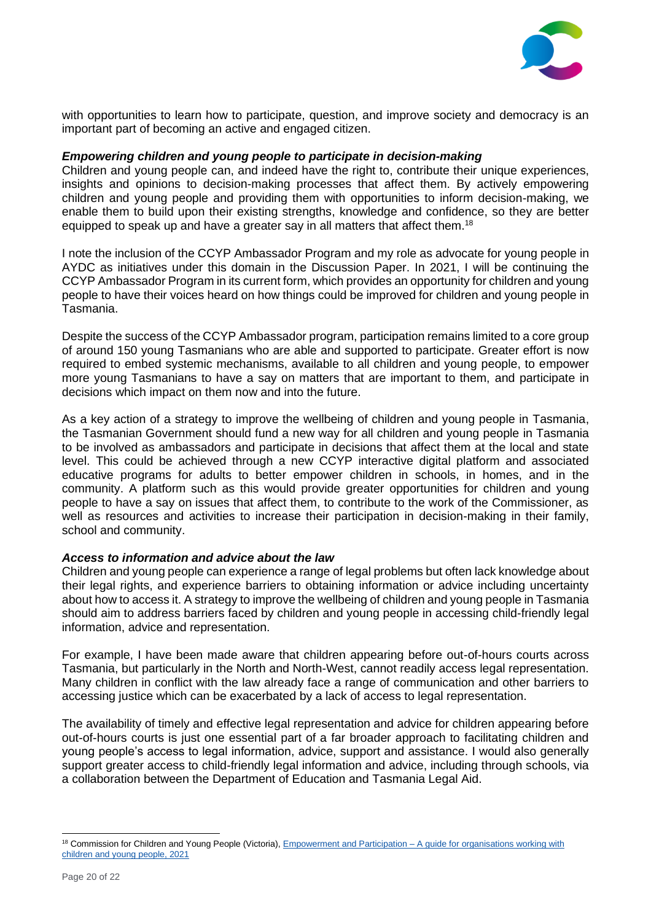with opportunities to learn how to participate, question, and improve society and democracy is an important part of becoming an active and engaged citizen.

***Empowering children and young people to participate in decision-making***

Children and young people can, and indeed have the right to, contribute their unique experiences, insights and opinions to decision-making processes that affect them. By actively empowering children and young people and providing them with opportunities to inform decision-making, we enable them to build upon their existing strengths, knowledge and confidence, so they are better equipped to speak up and have a greater say in all matters that affect them.[18]

I note the inclusion of the CCYP Ambassador Program and my role as advocate for young people in AYDC as initiatives under this domain in the Discussion Paper. In 2021, I will be continuing the CCYP Ambassador Program in its current form, which provides an opportunity for children and young people to have their voices heard on how things could be improved for children and young people in Tasmania.

Despite the success of the CCYP Ambassador program, participation remains limited to a core group of around 150 young Tasmanians who are able and supported to participate. Greater effort is now required to embed systemic mechanisms, available to all children and young people, to empower more young Tasmanians to have a say on matters that are important to them, and participate in decisions which impact on them now and into the future.

As a key action of a strategy to improve the wellbeing of children and young people in Tasmania, the Tasmanian Government should fund a new way for all children and young people in Tasmania to be involved as ambassadors and participate in decisions that affect them at the local and state level. This could be achieved through a new CCYP interactive digital platform and associated educative programs for adults to better empower children in schools, in homes, and in the community. A platform such as this would provide greater opportunities for children and young people to have a say on issues that affect them, to contribute to the work of the Commissioner, as well as resources and activities to increase their participation in decision-making in their family, school and community.

***Access to information and advice about the law***

Children and young people can experience a range of legal problems but often lack knowledge about their legal rights, and experience barriers to obtaining information or advice including uncertainty about how to access it. A strategy to improve the wellbeing of children and young people in Tasmania should aim to address barriers faced by children and young people in accessing child-friendly legal information, advice and representation.

For example, I have been made aware that children appearing before out-of-hours courts across Tasmania, but particularly in the North and North-West, cannot readily access legal representation. Many children in conflict with the law already face a range of communication and other barriers to accessing justice which can be exacerbated by a lack of access to legal representation.

The availability of timely and effective legal representation and advice for children appearing before out-of-hours courts is just one essential part of a far broader approach to facilitating children and young people's access to legal information, advice, support and assistance. I would also generally support greater access to child-friendly legal information and advice, including through schools, via a collaboration between the Department of Education and Tasmania Legal Aid.

---

[18] Commission for Children and Young People (Victoria), Empowerment and Participation – A guide for organisations working with children and young people, 2021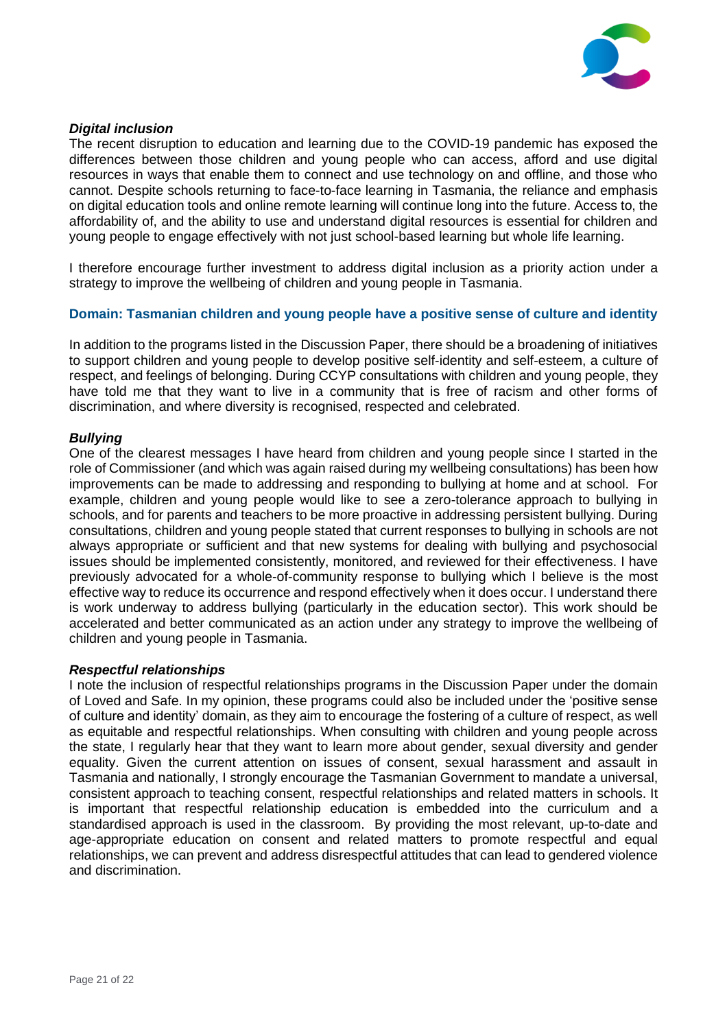***Digital inclusion***

The recent disruption to education and learning due to the COVID-19 pandemic has exposed the differences between those children and young people who can access, afford and use digital resources in ways that enable them to connect and use technology on and offline, and those who cannot. Despite schools returning to face-to-face learning in Tasmania, the reliance and emphasis on digital education tools and online remote learning will continue long into the future. Access to, the affordability of, and the ability to use and understand digital resources is essential for children and young people to engage effectively with not just school-based learning but whole life learning.

I therefore encourage further investment to address digital inclusion as a priority action under a strategy to improve the wellbeing of children and young people in Tasmania.

## Domain: Tasmanian children and young people have a positive sense of culture and identity

In addition to the programs listed in the Discussion Paper, there should be a broadening of initiatives to support children and young people to develop positive self-identity and self-esteem, a culture of respect, and feelings of belonging. During CCYP consultations with children and young people, they have told me that they want to live in a community that is free of racism and other forms of discrimination, and where diversity is recognised, respected and celebrated.

***Bullying***

One of the clearest messages I have heard from children and young people since I started in the role of Commissioner (and which was again raised during my wellbeing consultations) has been how improvements can be made to addressing and responding to bullying at home and at school. For example, children and young people would like to see a zero-tolerance approach to bullying in schools, and for parents and teachers to be more proactive in addressing persistent bullying. During consultations, children and young people stated that current responses to bullying in schools are not always appropriate or sufficient and that new systems for dealing with bullying and psychosocial issues should be implemented consistently, monitored, and reviewed for their effectiveness. I have previously advocated for a whole-of-community response to bullying which I believe is the most effective way to reduce its occurrence and respond effectively when it does occur. I understand there is work underway to address bullying (particularly in the education sector). This work should be accelerated and better communicated as an action under any strategy to improve the wellbeing of children and young people in Tasmania.

***Respectful relationships***

I note the inclusion of respectful relationships programs in the Discussion Paper under the domain of Loved and Safe. In my opinion, these programs could also be included under the 'positive sense of culture and identity' domain, as they aim to encourage the fostering of a culture of respect, as well as equitable and respectful relationships. When consulting with children and young people across the state, I regularly hear that they want to learn more about gender, sexual diversity and gender equality. Given the current attention on issues of consent, sexual harassment and assault in Tasmania and nationally, I strongly encourage the Tasmanian Government to mandate a universal, consistent approach to teaching consent, respectful relationships and related matters in schools. It is important that respectful relationship education is embedded into the curriculum and a standardised approach is used in the classroom. By providing the most relevant, up-to-date and age-appropriate education on consent and related matters to promote respectful and equal relationships, we can prevent and address disrespectful attitudes that can lead to gendered violence and discrimination.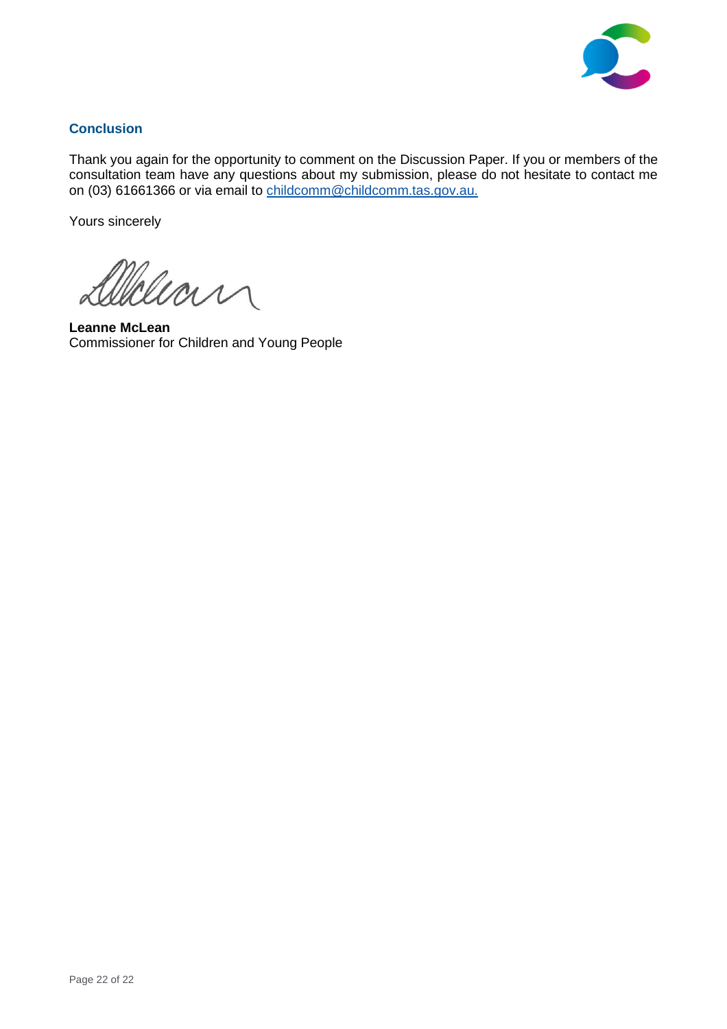## Conclusion

Thank you again for the opportunity to comment on the Discussion Paper. If you or members of the consultation team have any questions about my submission, please do not hesitate to contact me on (03) 61661366 or via email to childcomm@childcomm.tas.gov.au.

Yours sincerely

**Leanne McLean**
Commissioner for Children and Young People